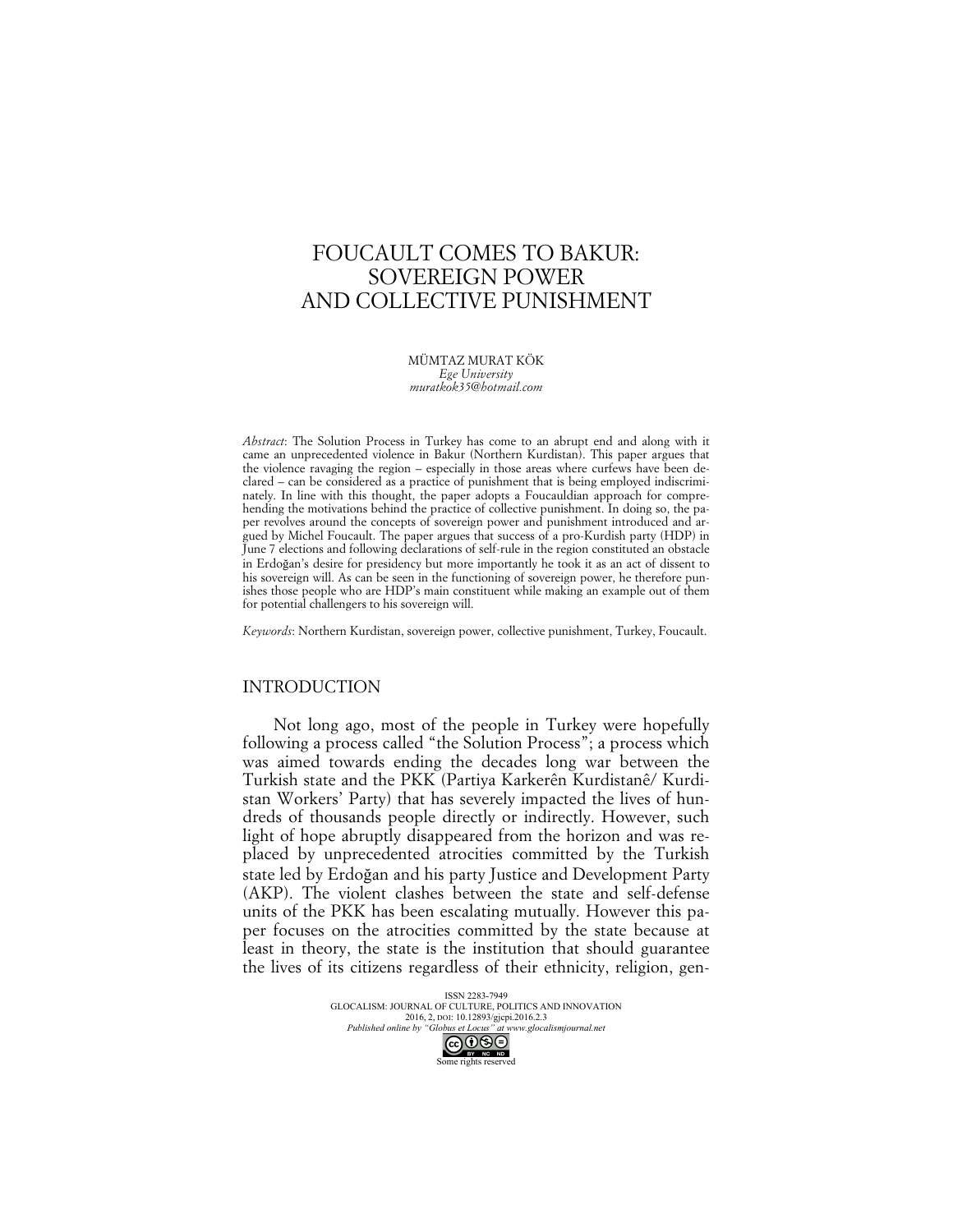# FOUCAULT COMES TO BAKUR: SOVEREIGN POWER AND COLLECTIVE PUNISHMENT

MÜMTAZ MURAT KÖK
*Ege University*
*muratkok35@hotmail.com*

*Abstract*: The Solution Process in Turkey has come to an abrupt end and along with it came an unprecedented violence in Bakur (Northern Kurdistan). This paper argues that the violence ravaging the region – especially in those areas where curfews have been declared – can be considered as a practice of punishment that is being employed indiscriminately. In line with this thought, the paper adopts a Foucauldian approach for comprehending the motivations behind the practice of collective punishment. In doing so, the paper revolves around the concepts of sovereign power and punishment introduced and argued by Michel Foucault. The paper argues that success of a pro-Kurdish party (HDP) in June 7 elections and following declarations of self-rule in the region constituted an obstacle in Erdoğan's desire for presidency but more importantly he took it as an act of dissent to his sovereign will. As can be seen in the functioning of sovereign power, he therefore punishes those people who are HDP's main constituent while making an example out of them for potential challengers to his sovereign will.

*Keywords*: Northern Kurdistan, sovereign power, collective punishment, Turkey, Foucault.

## INTRODUCTION

Not long ago, most of the people in Turkey were hopefully following a process called "the Solution Process"; a process which was aimed towards ending the decades long war between the Turkish state and the PKK (Partiya Karkerên Kurdistanê/ Kurdistan Workers' Party) that has severely impacted the lives of hundreds of thousands people directly or indirectly. However, such light of hope abruptly disappeared from the horizon and was replaced by unprecedented atrocities committed by the Turkish state led by Erdoğan and his party Justice and Development Party (AKP). The violent clashes between the state and self-defense units of the PKK has been escalating mutually. However this paper focuses on the atrocities committed by the state because at least in theory, the state is the institution that should guarantee the lives of its citizens regardless of their ethnicity, religion, gen-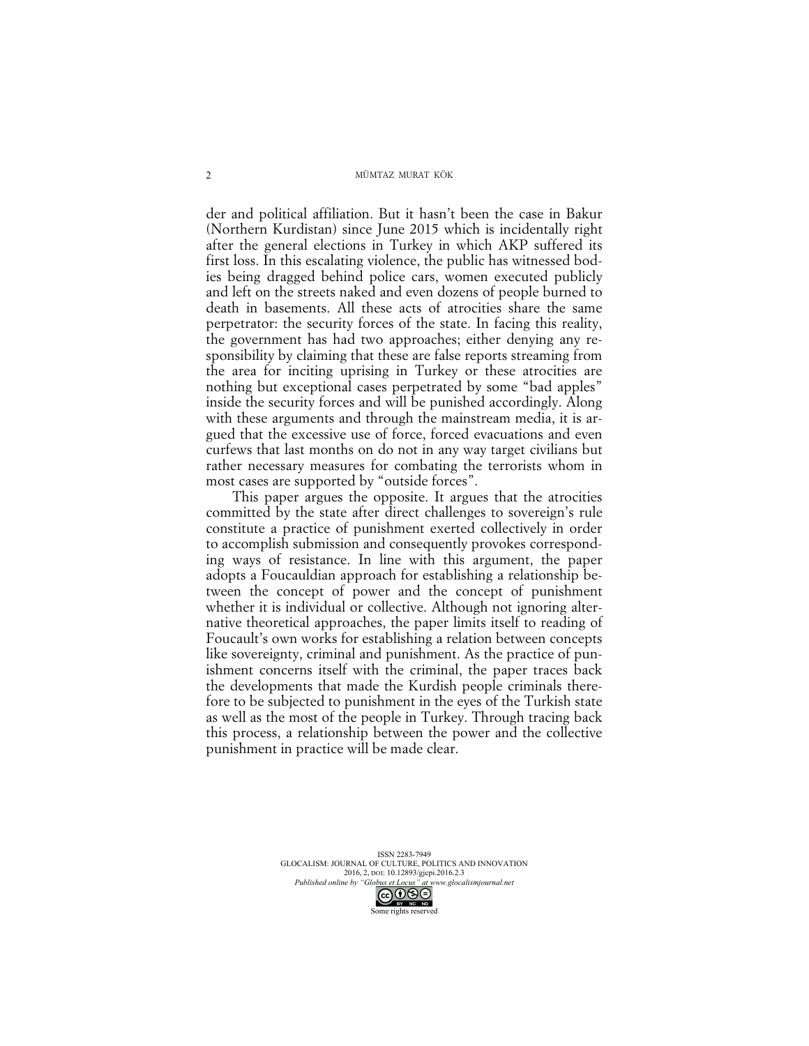der and political affiliation. But it hasn't been the case in Bakur (Northern Kurdistan) since June 2015 which is incidentally right after the general elections in Turkey in which AKP suffered its first loss. In this escalating violence, the public has witnessed bodies being dragged behind police cars, women executed publicly and left on the streets naked and even dozens of people burned to death in basements. All these acts of atrocities share the same perpetrator: the security forces of the state. In facing this reality, the government has had two approaches; either denying any responsibility by claiming that these are false reports streaming from the area for inciting uprising in Turkey or these atrocities are nothing but exceptional cases perpetrated by some "bad apples" inside the security forces and will be punished accordingly. Along with these arguments and through the mainstream media, it is argued that the excessive use of force, forced evacuations and even curfews that last months on do not in any way target civilians but rather necessary measures for combating the terrorists whom in most cases are supported by "outside forces".

This paper argues the opposite. It argues that the atrocities committed by the state after direct challenges to sovereign's rule constitute a practice of punishment exerted collectively in order to accomplish submission and consequently provokes corresponding ways of resistance. In line with this argument, the paper adopts a Foucauldian approach for establishing a relationship between the concept of power and the concept of punishment whether it is individual or collective. Although not ignoring alternative theoretical approaches, the paper limits itself to reading of Foucault's own works for establishing a relation between concepts like sovereignty, criminal and punishment. As the practice of punishment concerns itself with the criminal, the paper traces back the developments that made the Kurdish people criminals therefore to be subjected to punishment in the eyes of the Turkish state as well as the most of the people in Turkey. Through tracing back this process, a relationship between the power and the collective punishment in practice will be made clear.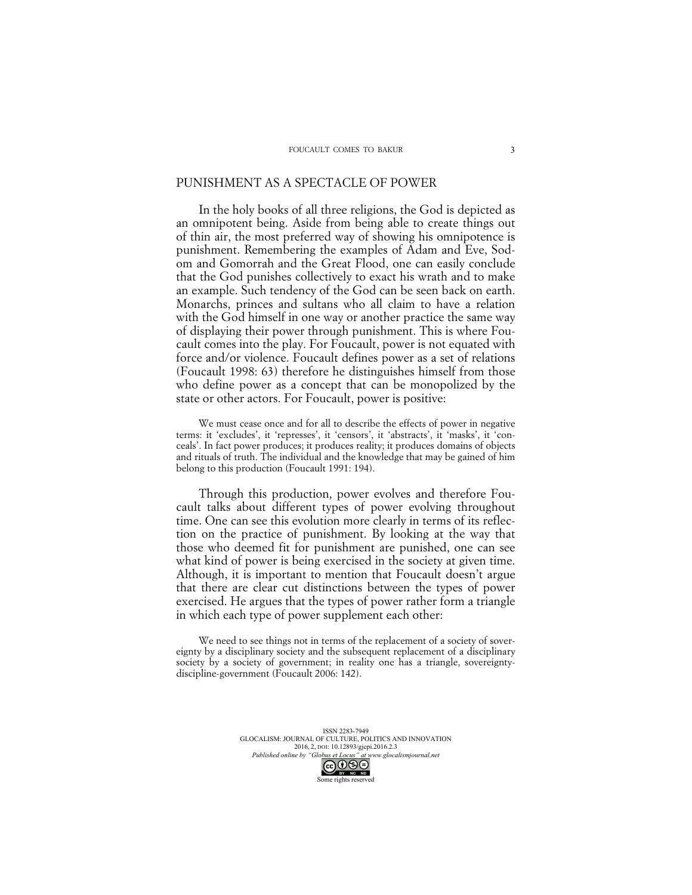## PUNISHMENT AS A SPECTACLE OF POWER

In the holy books of all three religions, the God is depicted as an omnipotent being. Aside from being able to create things out of thin air, the most preferred way of showing his omnipotence is punishment. Remembering the examples of Adam and Eve, Sodom and Gomorrah and the Great Flood, one can easily conclude that the God punishes collectively to exact his wrath and to make an example. Such tendency of the God can be seen back on earth. Monarchs, princes and sultans who all claim to have a relation with the God himself in one way or another practice the same way of displaying their power through punishment. This is where Foucault comes into the play. For Foucault, power is not equated with force and/or violence. Foucault defines power as a set of relations (Foucault 1998: 63) therefore he distinguishes himself from those who define power as a concept that can be monopolized by the state or other actors. For Foucault, power is positive:

> We must cease once and for all to describe the effects of power in negative terms: it 'excludes', it 'represses', it 'censors', it 'abstracts', it 'masks', it 'conceals'. In fact power produces; it produces reality; it produces domains of objects and rituals of truth. The individual and the knowledge that may be gained of him belong to this production (Foucault 1991: 194).

Through this production, power evolves and therefore Foucault talks about different types of power evolving throughout time. One can see this evolution more clearly in terms of its reflection on the practice of punishment. By looking at the way that those who deemed fit for punishment are punished, one can see what kind of power is being exercised in the society at given time. Although, it is important to mention that Foucault doesn't argue that there are clear cut distinctions between the types of power exercised. He argues that the types of power rather form a triangle in which each type of power supplement each other:

> We need to see things not in terms of the replacement of a society of sovereignty by a disciplinary society and the subsequent replacement of a disciplinary society by a society of government; in reality one has a triangle, sovereignty-discipline-government (Foucault 2006: 142).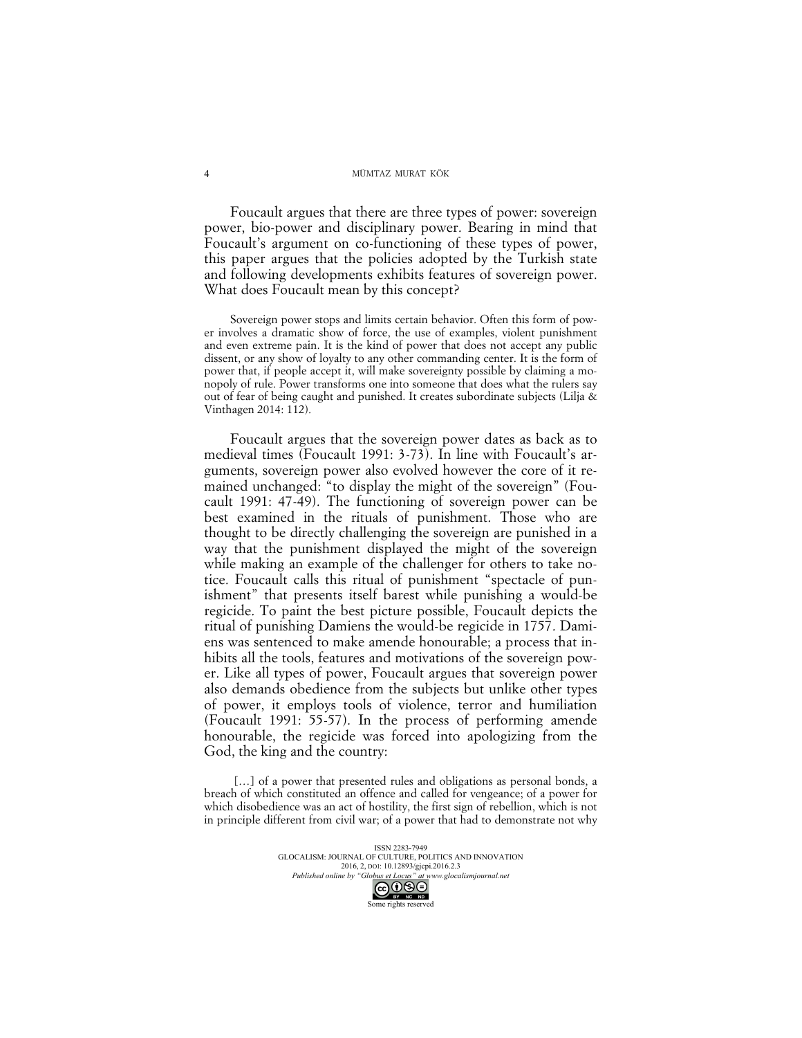Foucault argues that there are three types of power: sovereign power, bio-power and disciplinary power. Bearing in mind that Foucault's argument on co-functioning of these types of power, this paper argues that the policies adopted by the Turkish state and following developments exhibits features of sovereign power. What does Foucault mean by this concept?

> Sovereign power stops and limits certain behavior. Often this form of power involves a dramatic show of force, the use of examples, violent punishment and even extreme pain. It is the kind of power that does not accept any public dissent, or any show of loyalty to any other commanding center. It is the form of power that, if people accept it, will make sovereignty possible by claiming a monopoly of rule. Power transforms one into someone that does what the rulers say out of fear of being caught and punished. It creates subordinate subjects (Lilja & Vinthagen 2014: 112).

Foucault argues that the sovereign power dates as back as to medieval times (Foucault 1991: 3-73). In line with Foucault's arguments, sovereign power also evolved however the core of it remained unchanged: "to display the might of the sovereign" (Foucault 1991: 47-49). The functioning of sovereign power can be best examined in the rituals of punishment. Those who are thought to be directly challenging the sovereign are punished in a way that the punishment displayed the might of the sovereign while making an example of the challenger for others to take notice. Foucault calls this ritual of punishment "spectacle of punishment" that presents itself barest while punishing a would-be regicide. To paint the best picture possible, Foucault depicts the ritual of punishing Damiens the would-be regicide in 1757. Damiens was sentenced to make amende honourable; a process that inhibits all the tools, features and motivations of the sovereign power. Like all types of power, Foucault argues that sovereign power also demands obedience from the subjects but unlike other types of power, it employs tools of violence, terror and humiliation (Foucault 1991: 55-57). In the process of performing amende honourable, the regicide was forced into apologizing from the God, the king and the country:

> […] of a power that presented rules and obligations as personal bonds, a breach of which constituted an offence and called for vengeance; of a power for which disobedience was an act of hostility, the first sign of rebellion, which is not in principle different from civil war; of a power that had to demonstrate not why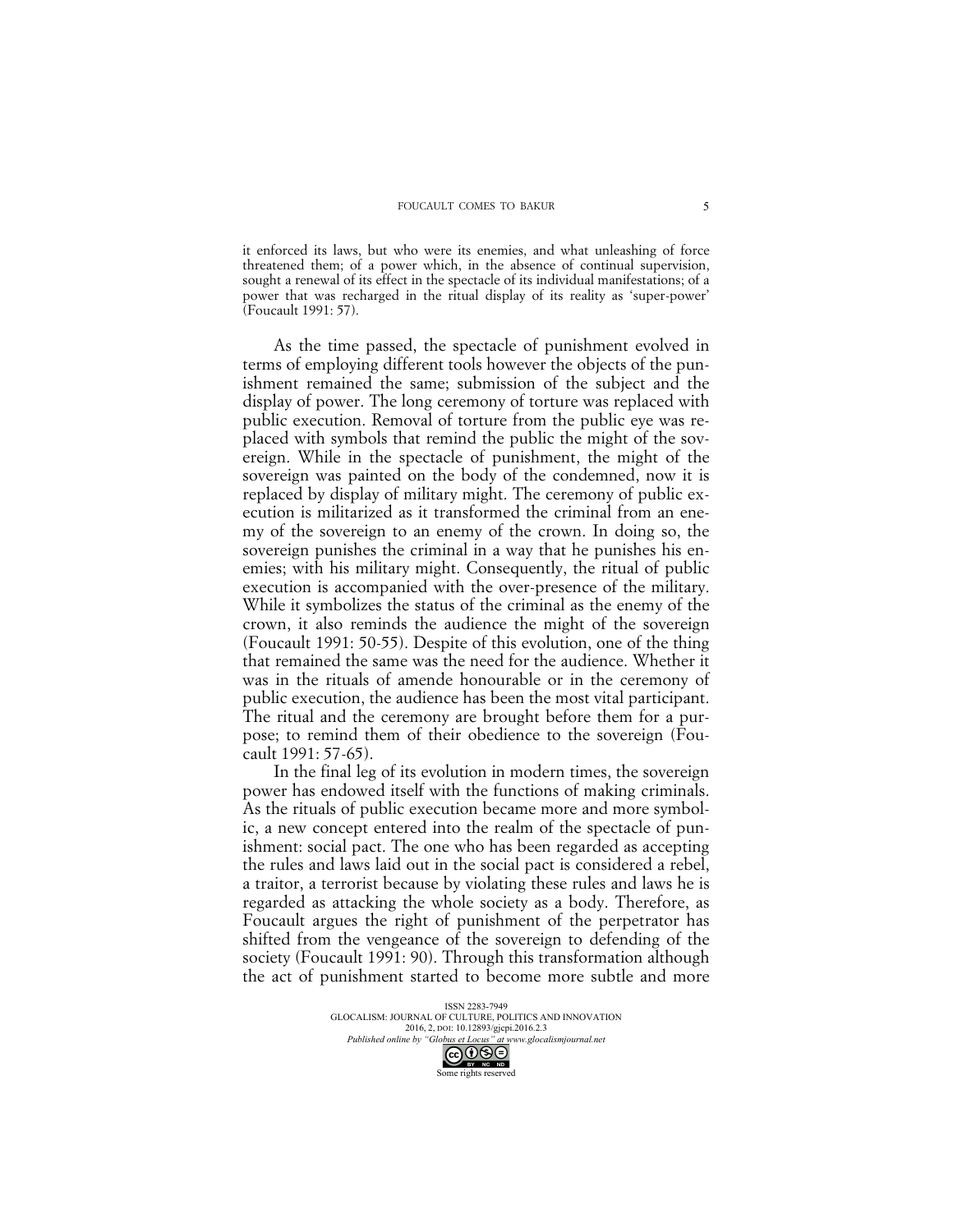> it enforced its laws, but who were its enemies, and what unleashing of force threatened them; of a power which, in the absence of continual supervision, sought a renewal of its effect in the spectacle of its individual manifestations; of a power that was recharged in the ritual display of its reality as 'super-power' (Foucault 1991: 57).

As the time passed, the spectacle of punishment evolved in terms of employing different tools however the objects of the punishment remained the same; submission of the subject and the display of power. The long ceremony of torture was replaced with public execution. Removal of torture from the public eye was replaced with symbols that remind the public the might of the sovereign. While in the spectacle of punishment, the might of the sovereign was painted on the body of the condemned, now it is replaced by display of military might. The ceremony of public execution is militarized as it transformed the criminal from an enemy of the sovereign to an enemy of the crown. In doing so, the sovereign punishes the criminal in a way that he punishes his enemies; with his military might. Consequently, the ritual of public execution is accompanied with the over-presence of the military. While it symbolizes the status of the criminal as the enemy of the crown, it also reminds the audience the might of the sovereign (Foucault 1991: 50-55). Despite of this evolution, one of the thing that remained the same was the need for the audience. Whether it was in the rituals of amende honourable or in the ceremony of public execution, the audience has been the most vital participant. The ritual and the ceremony are brought before them for a purpose; to remind them of their obedience to the sovereign (Foucault 1991: 57-65).

In the final leg of its evolution in modern times, the sovereign power has endowed itself with the functions of making criminals. As the rituals of public execution became more and more symbolic, a new concept entered into the realm of the spectacle of punishment: social pact. The one who has been regarded as accepting the rules and laws laid out in the social pact is considered a rebel, a traitor, a terrorist because by violating these rules and laws he is regarded as attacking the whole society as a body. Therefore, as Foucault argues the right of punishment of the perpetrator has shifted from the vengeance of the sovereign to defending of the society (Foucault 1991: 90). Through this transformation although the act of punishment started to become more subtle and more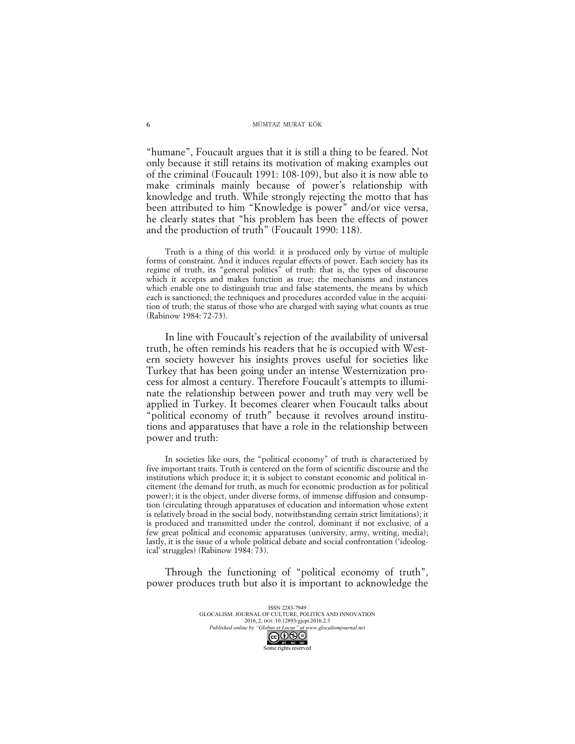"humane", Foucault argues that it is still a thing to be feared. Not only because it still retains its motivation of making examples out of the criminal (Foucault 1991: 108-109), but also it is now able to make criminals mainly because of power's relationship with knowledge and truth. While strongly rejecting the motto that has been attributed to him "Knowledge is power" and/or vice versa, he clearly states that "his problem has been the effects of power and the production of truth" (Foucault 1990: 118).

> Truth is a thing of this world: it is produced only by virtue of multiple forms of constraint. And it induces regular effects of power. Each society has its regime of truth, its "general politics" of truth: that is, the types of discourse which it accepts and makes function as true; the mechanisms and instances which enable one to distinguish true and false statements, the means by which each is sanctioned; the techniques and procedures accorded value in the acquisition of truth; the status of those who are charged with saying what counts as true (Rabinow 1984: 72-73).

In line with Foucault's rejection of the availability of universal truth, he often reminds his readers that he is occupied with Western society however his insights proves useful for societies like Turkey that has been going under an intense Westernization process for almost a century. Therefore Foucault's attempts to illuminate the relationship between power and truth may very well be applied in Turkey. It becomes clearer when Foucault talks about "political economy of truth" because it revolves around institutions and apparatuses that have a role in the relationship between power and truth:

> In societies like ours, the "political economy" of truth is characterized by five important traits. Truth is centered on the form of scientific discourse and the institutions which produce it; it is subject to constant economic and political incitement (the demand for truth, as much for economic production as for political power); it is the object, under diverse forms, of immense diffusion and consumption (circulating through apparatuses of education and information whose extent is relatively broad in the social body, notwithstanding certain strict limitations); it is produced and transmitted under the control, dominant if not exclusive, of a few great political and economic apparatuses (university, army, writing, media); lastly, it is the issue of a whole political debate and social confrontation ('ideological' struggles) (Rabinow 1984: 73).

Through the functioning of "political economy of truth", power produces truth but also it is important to acknowledge the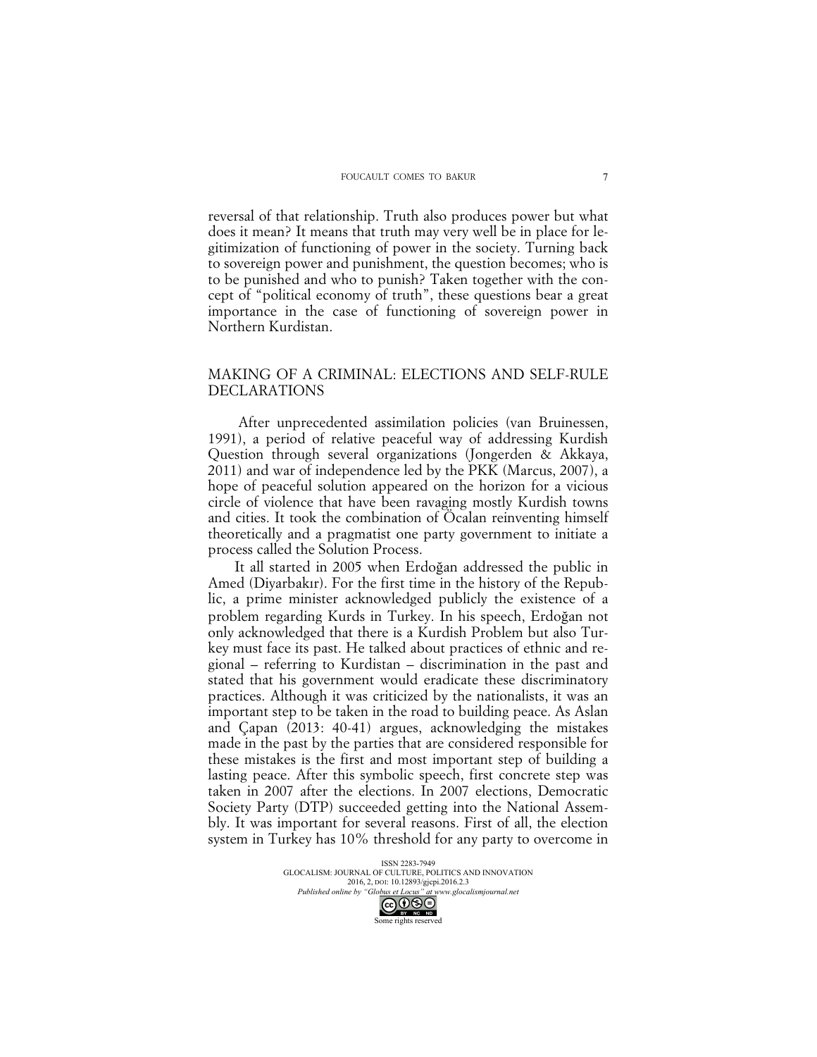reversal of that relationship. Truth also produces power but what does it mean? It means that truth may very well be in place for legitimization of functioning of power in the society. Turning back to sovereign power and punishment, the question becomes; who is to be punished and who to punish? Taken together with the concept of "political economy of truth", these questions bear a great importance in the case of functioning of sovereign power in Northern Kurdistan.

## MAKING OF A CRIMINAL: ELECTIONS AND SELF-RULE DECLARATIONS

After unprecedented assimilation policies (van Bruinessen, 1991), a period of relative peaceful way of addressing Kurdish Question through several organizations (Jongerden & Akkaya, 2011) and war of independence led by the PKK (Marcus, 2007), a hope of peaceful solution appeared on the horizon for a vicious circle of violence that have been ravaging mostly Kurdish towns and cities. It took the combination of Öcalan reinventing himself theoretically and a pragmatist one party government to initiate a process called the Solution Process.

It all started in 2005 when Erdoğan addressed the public in Amed (Diyarbakır). For the first time in the history of the Republic, a prime minister acknowledged publicly the existence of a problem regarding Kurds in Turkey. In his speech, Erdoğan not only acknowledged that there is a Kurdish Problem but also Turkey must face its past. He talked about practices of ethnic and regional – referring to Kurdistan – discrimination in the past and stated that his government would eradicate these discriminatory practices. Although it was criticized by the nationalists, it was an important step to be taken in the road to building peace. As Aslan and Çapan (2013: 40-41) argues, acknowledging the mistakes made in the past by the parties that are considered responsible for these mistakes is the first and most important step of building a lasting peace. After this symbolic speech, first concrete step was taken in 2007 after the elections. In 2007 elections, Democratic Society Party (DTP) succeeded getting into the National Assembly. It was important for several reasons. First of all, the election system in Turkey has 10% threshold for any party to overcome in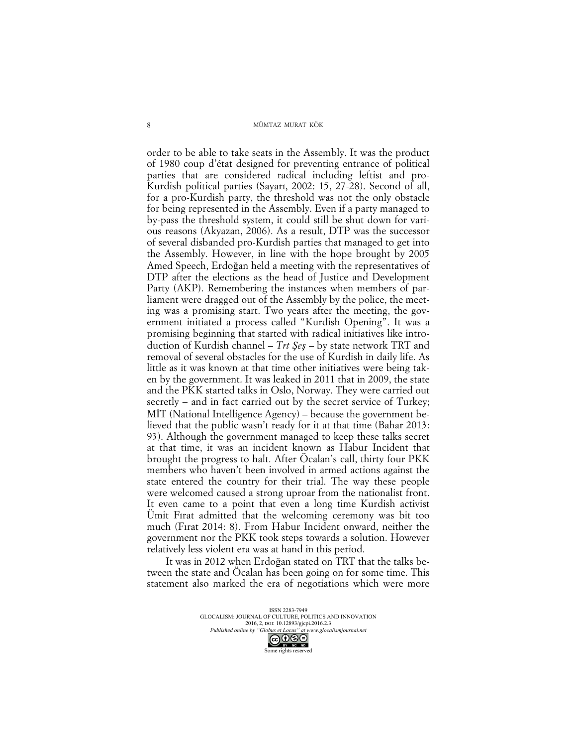order to be able to take seats in the Assembly. It was the product of 1980 coup d'état designed for preventing entrance of political parties that are considered radical including leftist and pro-Kurdish political parties (Sayarı, 2002: 15, 27-28). Second of all, for a pro-Kurdish party, the threshold was not the only obstacle for being represented in the Assembly. Even if a party managed to by-pass the threshold system, it could still be shut down for various reasons (Akyazan, 2006). As a result, DTP was the successor of several disbanded pro-Kurdish parties that managed to get into the Assembly. However, in line with the hope brought by 2005 Amed Speech, Erdoğan held a meeting with the representatives of DTP after the elections as the head of Justice and Development Party (AKP). Remembering the instances when members of parliament were dragged out of the Assembly by the police, the meeting was a promising start. Two years after the meeting, the government initiated a process called "Kurdish Opening". It was a promising beginning that started with radical initiatives like introduction of Kurdish channel – *Trt Şeş* – by state network TRT and removal of several obstacles for the use of Kurdish in daily life. As little as it was known at that time other initiatives were being taken by the government. It was leaked in 2011 that in 2009, the state and the PKK started talks in Oslo, Norway. They were carried out secretly – and in fact carried out by the secret service of Turkey; MİT (National Intelligence Agency) – because the government believed that the public wasn't ready for it at that time (Bahar 2013: 93). Although the government managed to keep these talks secret at that time, it was an incident known as Habur Incident that brought the progress to halt. After Öcalan's call, thirty four PKK members who haven't been involved in armed actions against the state entered the country for their trial. The way these people were welcomed caused a strong uproar from the nationalist front. It even came to a point that even a long time Kurdish activist Ümit Fırat admitted that the welcoming ceremony was bit too much (Fırat 2014: 8). From Habur Incident onward, neither the government nor the PKK took steps towards a solution. However relatively less violent era was at hand in this period.

It was in 2012 when Erdoğan stated on TRT that the talks between the state and Öcalan has been going on for some time. This statement also marked the era of negotiations which were more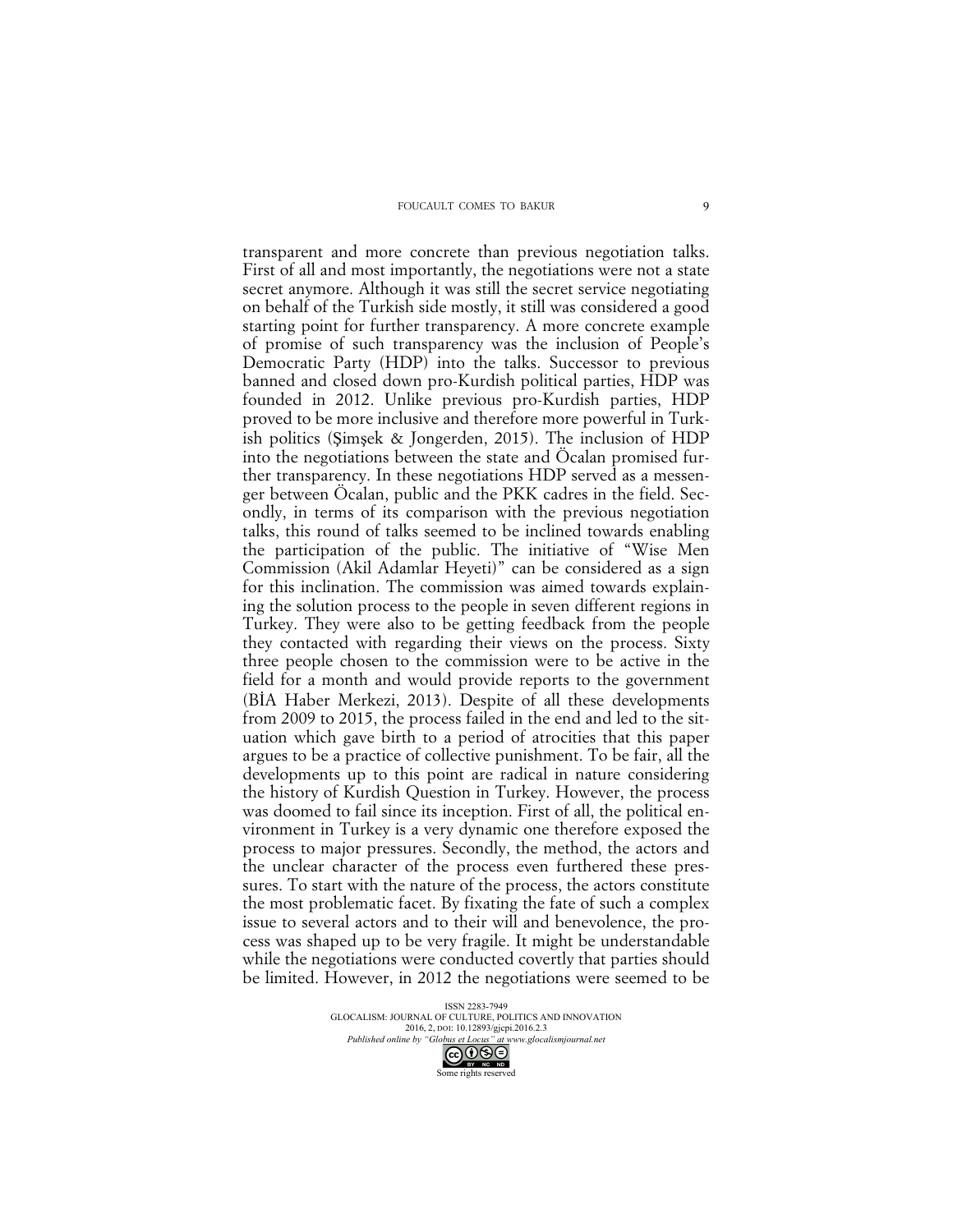transparent and more concrete than previous negotiation talks. First of all and most importantly, the negotiations were not a state secret anymore. Although it was still the secret service negotiating on behalf of the Turkish side mostly, it still was considered a good starting point for further transparency. A more concrete example of promise of such transparency was the inclusion of People's Democratic Party (HDP) into the talks. Successor to previous banned and closed down pro-Kurdish political parties, HDP was founded in 2012. Unlike previous pro-Kurdish parties, HDP proved to be more inclusive and therefore more powerful in Turkish politics (Şimşek & Jongerden, 2015). The inclusion of HDP into the negotiations between the state and Öcalan promised further transparency. In these negotiations HDP served as a messenger between Öcalan, public and the PKK cadres in the field. Secondly, in terms of its comparison with the previous negotiation talks, this round of talks seemed to be inclined towards enabling the participation of the public. The initiative of "Wise Men Commission (Akil Adamlar Heyeti)" can be considered as a sign for this inclination. The commission was aimed towards explaining the solution process to the people in seven different regions in Turkey. They were also to be getting feedback from the people they contacted with regarding their views on the process. Sixty three people chosen to the commission were to be active in the field for a month and would provide reports to the government (BİA Haber Merkezi, 2013). Despite of all these developments from 2009 to 2015, the process failed in the end and led to the situation which gave birth to a period of atrocities that this paper argues to be a practice of collective punishment. To be fair, all the developments up to this point are radical in nature considering the history of Kurdish Question in Turkey. However, the process was doomed to fail since its inception. First of all, the political environment in Turkey is a very dynamic one therefore exposed the process to major pressures. Secondly, the method, the actors and the unclear character of the process even furthered these pressures. To start with the nature of the process, the actors constitute the most problematic facet. By fixating the fate of such a complex issue to several actors and to their will and benevolence, the process was shaped up to be very fragile. It might be understandable while the negotiations were conducted covertly that parties should be limited. However, in 2012 the negotiations were seemed to be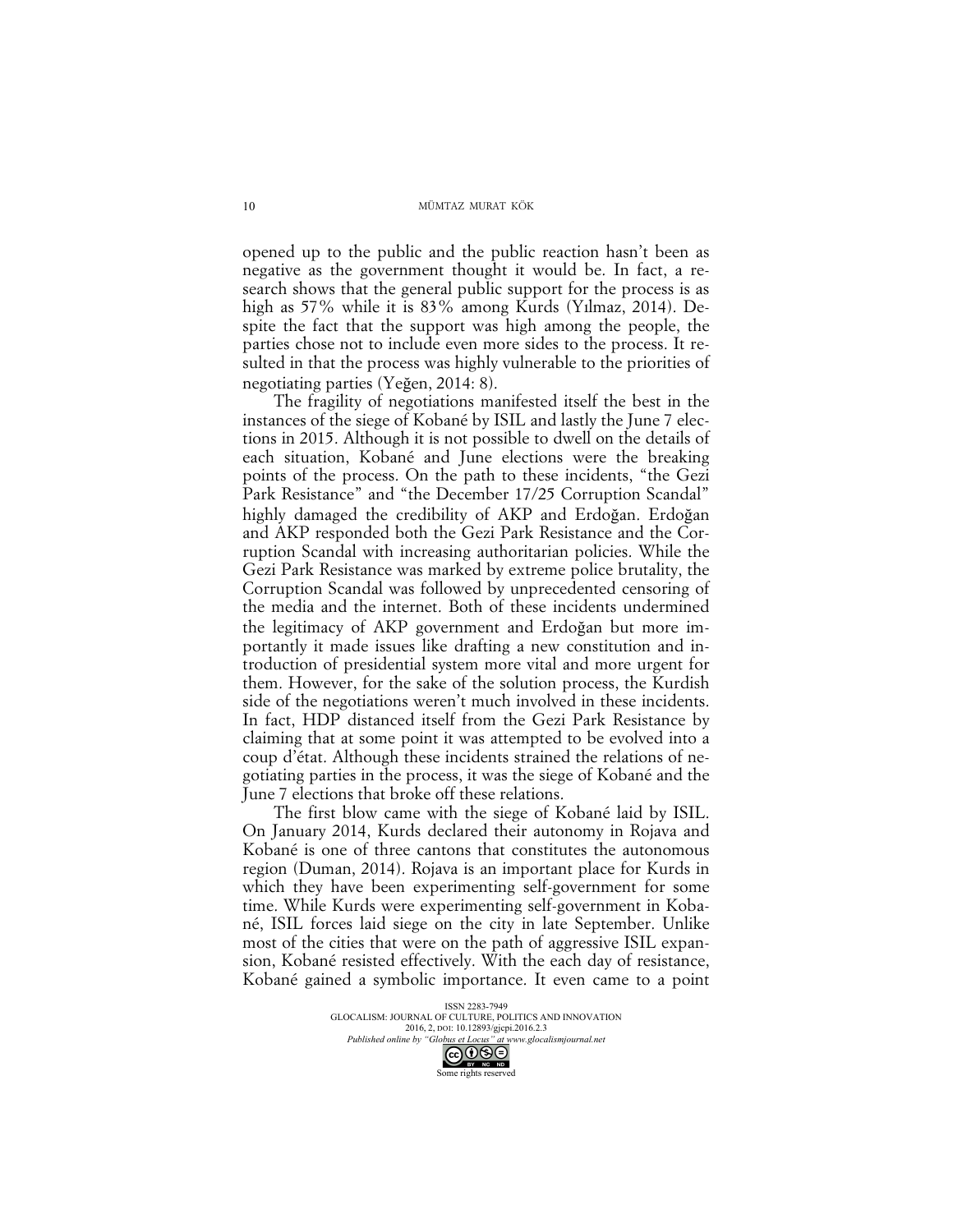opened up to the public and the public reaction hasn't been as negative as the government thought it would be. In fact, a research shows that the general public support for the process is as high as 57% while it is 83% among Kurds (Yılmaz, 2014). Despite the fact that the support was high among the people, the parties chose not to include even more sides to the process. It resulted in that the process was highly vulnerable to the priorities of negotiating parties (Yeğen, 2014: 8).

The fragility of negotiations manifested itself the best in the instances of the siege of Kobané by ISIL and lastly the June 7 elections in 2015. Although it is not possible to dwell on the details of each situation, Kobané and June elections were the breaking points of the process. On the path to these incidents, "the Gezi Park Resistance" and "the December 17/25 Corruption Scandal" highly damaged the credibility of AKP and Erdoğan. Erdoğan and AKP responded both the Gezi Park Resistance and the Corruption Scandal with increasing authoritarian policies. While the Gezi Park Resistance was marked by extreme police brutality, the Corruption Scandal was followed by unprecedented censoring of the media and the internet. Both of these incidents undermined the legitimacy of AKP government and Erdoğan but more importantly it made issues like drafting a new constitution and introduction of presidential system more vital and more urgent for them. However, for the sake of the solution process, the Kurdish side of the negotiations weren't much involved in these incidents. In fact, HDP distanced itself from the Gezi Park Resistance by claiming that at some point it was attempted to be evolved into a coup d'état. Although these incidents strained the relations of negotiating parties in the process, it was the siege of Kobané and the June 7 elections that broke off these relations.

The first blow came with the siege of Kobané laid by ISIL. On January 2014, Kurds declared their autonomy in Rojava and Kobané is one of three cantons that constitutes the autonomous region (Duman, 2014). Rojava is an important place for Kurds in which they have been experimenting self-government for some time. While Kurds were experimenting self-government in Kobané, ISIL forces laid siege on the city in late September. Unlike most of the cities that were on the path of aggressive ISIL expansion, Kobané resisted effectively. With the each day of resistance, Kobané gained a symbolic importance. It even came to a point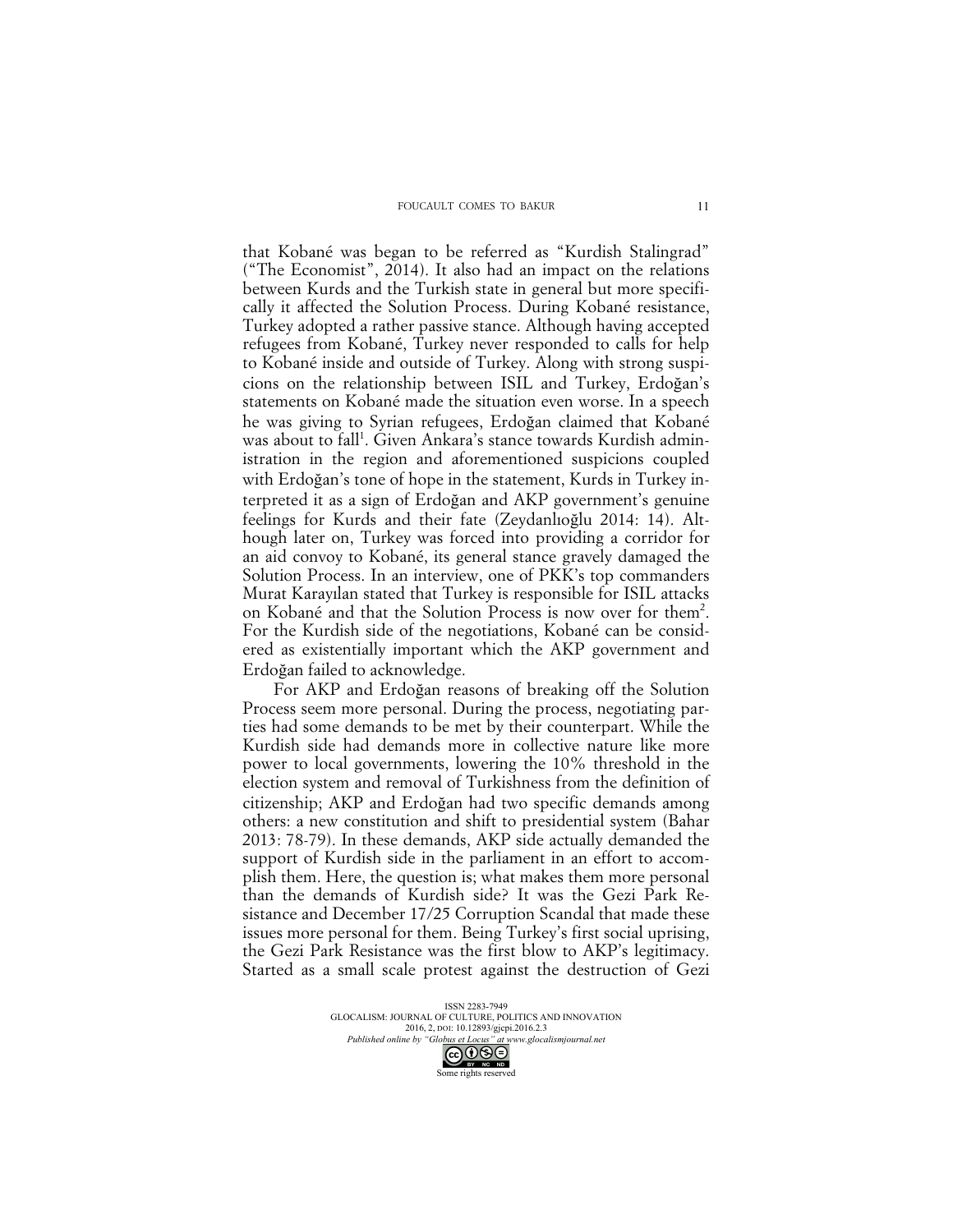that Kobané was began to be referred as "Kurdish Stalingrad" ("The Economist", 2014). It also had an impact on the relations between Kurds and the Turkish state in general but more specifically it affected the Solution Process. During Kobané resistance, Turkey adopted a rather passive stance. Although having accepted refugees from Kobané, Turkey never responded to calls for help to Kobané inside and outside of Turkey. Along with strong suspicions on the relationship between ISIL and Turkey, Erdoğan's statements on Kobané made the situation even worse. In a speech he was giving to Syrian refugees, Erdoğan claimed that Kobané was about to fall[1]. Given Ankara's stance towards Kurdish administration in the region and aforementioned suspicions coupled with Erdoğan's tone of hope in the statement, Kurds in Turkey interpreted it as a sign of Erdoğan and AKP government's genuine feelings for Kurds and their fate (Zeydanlıoğlu 2014: 14). Although later on, Turkey was forced into providing a corridor for an aid convoy to Kobané, its general stance gravely damaged the Solution Process. In an interview, one of PKK's top commanders Murat Karayılan stated that Turkey is responsible for ISIL attacks on Kobané and that the Solution Process is now over for them[2]. For the Kurdish side of the negotiations, Kobané can be considered as existentially important which the AKP government and Erdoğan failed to acknowledge.

For AKP and Erdoğan reasons of breaking off the Solution Process seem more personal. During the process, negotiating parties had some demands to be met by their counterpart. While the Kurdish side had demands more in collective nature like more power to local governments, lowering the 10% threshold in the election system and removal of Turkishness from the definition of citizenship; AKP and Erdoğan had two specific demands among others: a new constitution and shift to presidential system (Bahar 2013: 78-79). In these demands, AKP side actually demanded the support of Kurdish side in the parliament in an effort to accomplish them. Here, the question is; what makes them more personal than the demands of Kurdish side? It was the Gezi Park Resistance and December 17/25 Corruption Scandal that made these issues more personal for them. Being Turkey's first social uprising, the Gezi Park Resistance was the first blow to AKP's legitimacy. Started as a small scale protest against the destruction of Gezi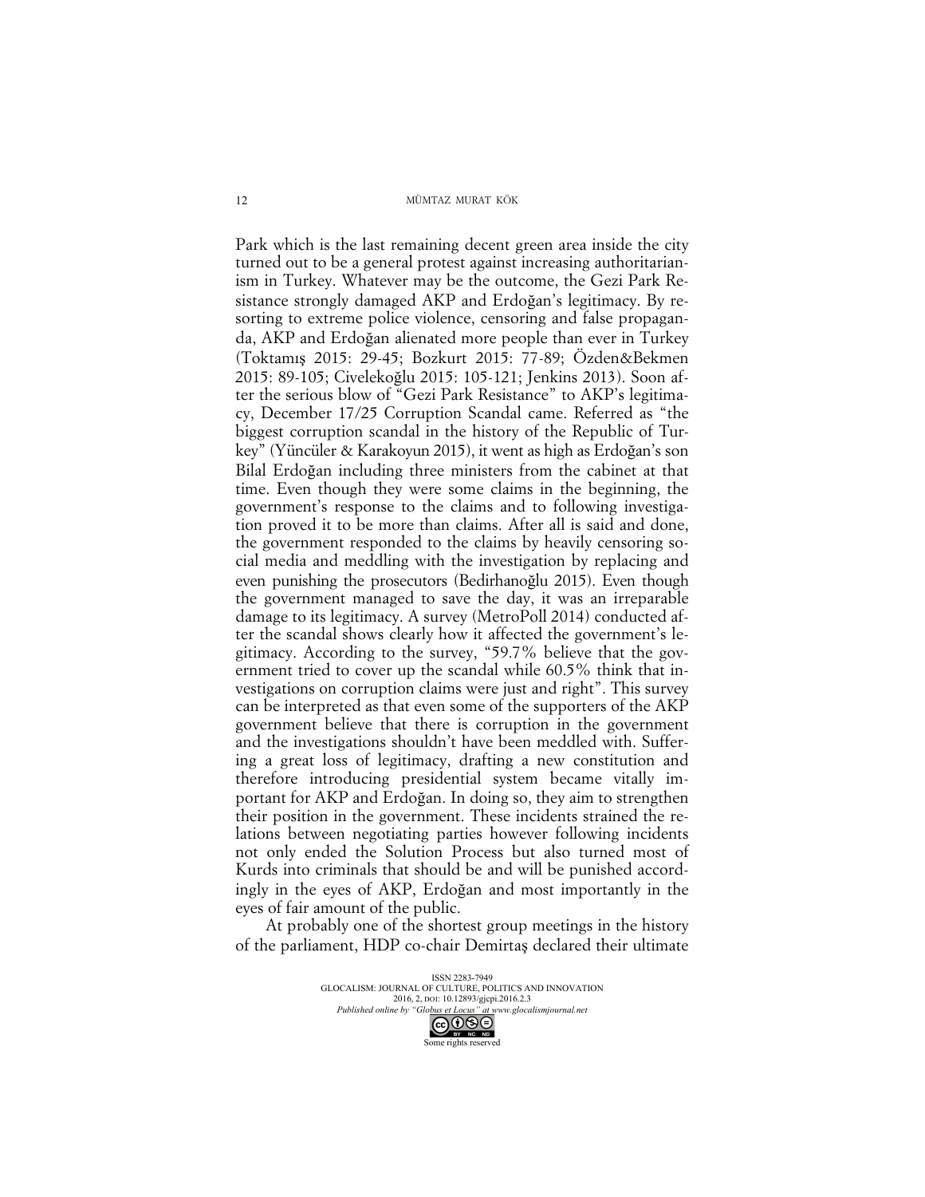Park which is the last remaining decent green area inside the city turned out to be a general protest against increasing authoritarianism in Turkey. Whatever may be the outcome, the Gezi Park Resistance strongly damaged AKP and Erdoğan's legitimacy. By resorting to extreme police violence, censoring and false propaganda, AKP and Erdoğan alienated more people than ever in Turkey (Toktamış 2015: 29-45; Bozkurt 2015: 77-89; Özden&Bekmen 2015: 89-105; Civelekoğlu 2015: 105-121; Jenkins 2013). Soon after the serious blow of "Gezi Park Resistance" to AKP's legitimacy, December 17/25 Corruption Scandal came. Referred as "the biggest corruption scandal in the history of the Republic of Turkey" (Yüncüler & Karakoyun 2015), it went as high as Erdoğan's son Bilal Erdoğan including three ministers from the cabinet at that time. Even though they were some claims in the beginning, the government's response to the claims and to following investigation proved it to be more than claims. After all is said and done, the government responded to the claims by heavily censoring social media and meddling with the investigation by replacing and even punishing the prosecutors (Bedirhanoğlu 2015). Even though the government managed to save the day, it was an irreparable damage to its legitimacy. A survey (MetroPoll 2014) conducted after the scandal shows clearly how it affected the government's legitimacy. According to the survey, "59.7% believe that the government tried to cover up the scandal while 60.5% think that investigations on corruption claims were just and right". This survey can be interpreted as that even some of the supporters of the AKP government believe that there is corruption in the government and the investigations shouldn't have been meddled with. Suffering a great loss of legitimacy, drafting a new constitution and therefore introducing presidential system became vitally important for AKP and Erdoğan. In doing so, they aim to strengthen their position in the government. These incidents strained the relations between negotiating parties however following incidents not only ended the Solution Process but also turned most of Kurds into criminals that should be and will be punished accordingly in the eyes of AKP, Erdoğan and most importantly in the eyes of fair amount of the public.

At probably one of the shortest group meetings in the history of the parliament, HDP co-chair Demirtaş declared their ultimate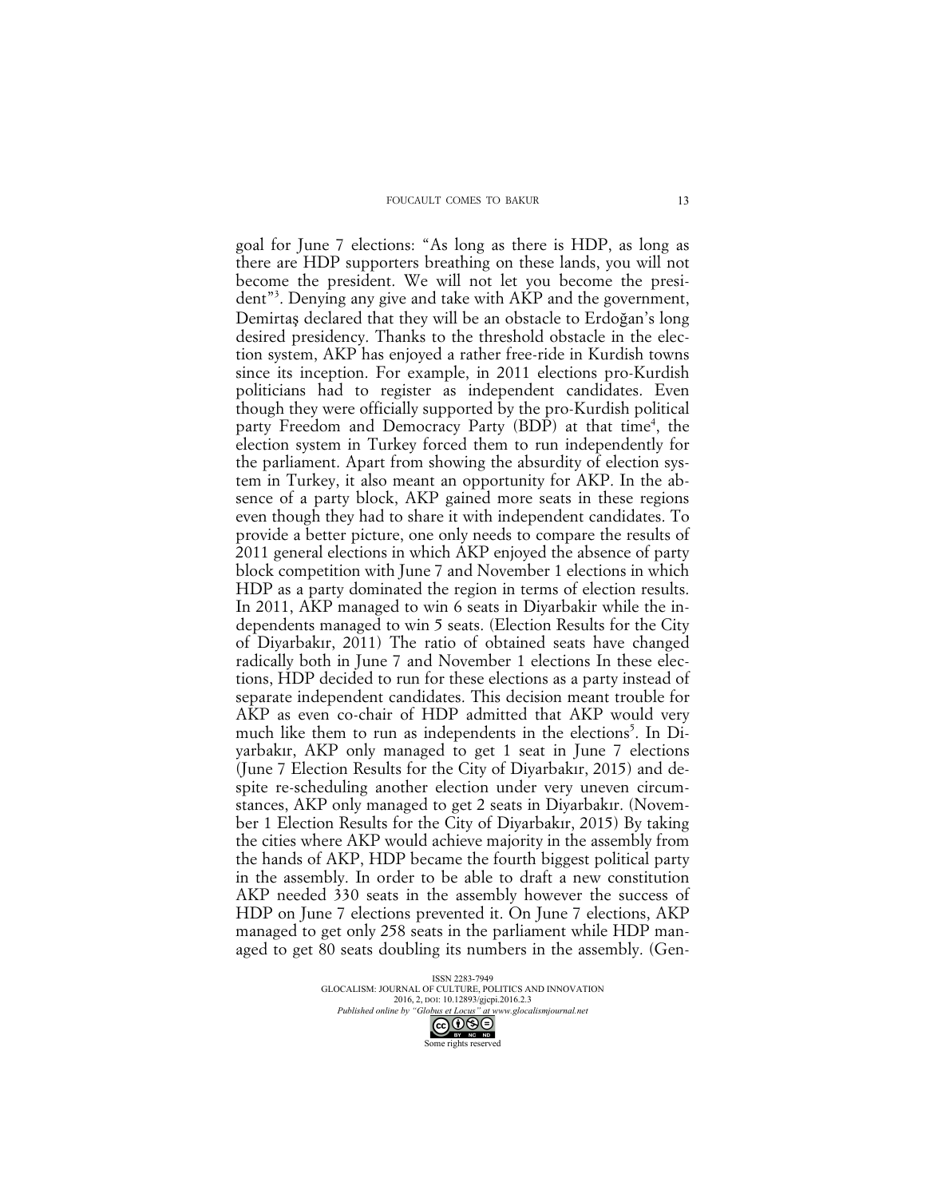goal for June 7 elections: "As long as there is HDP, as long as there are HDP supporters breathing on these lands, you will not become the president. We will not let you become the president"[3]. Denying any give and take with AKP and the government, Demirtaş declared that they will be an obstacle to Erdoğan's long desired presidency. Thanks to the threshold obstacle in the election system, AKP has enjoyed a rather free-ride in Kurdish towns since its inception. For example, in 2011 elections pro-Kurdish politicians had to register as independent candidates. Even though they were officially supported by the pro-Kurdish political party Freedom and Democracy Party (BDP) at that time[4], the election system in Turkey forced them to run independently for the parliament. Apart from showing the absurdity of election system in Turkey, it also meant an opportunity for AKP. In the absence of a party block, AKP gained more seats in these regions even though they had to share it with independent candidates. To provide a better picture, one only needs to compare the results of 2011 general elections in which AKP enjoyed the absence of party block competition with June 7 and November 1 elections in which HDP as a party dominated the region in terms of election results. In 2011, AKP managed to win 6 seats in Diyarbakir while the independents managed to win 5 seats. (Election Results for the City of Diyarbakır, 2011) The ratio of obtained seats have changed radically both in June 7 and November 1 elections In these elections, HDP decided to run for these elections as a party instead of separate independent candidates. This decision meant trouble for AKP as even co-chair of HDP admitted that AKP would very much like them to run as independents in the elections[5]. In Diyarbakır, AKP only managed to get 1 seat in June 7 elections (June 7 Election Results for the City of Diyarbakır, 2015) and despite re-scheduling another election under very uneven circumstances, AKP only managed to get 2 seats in Diyarbakır. (November 1 Election Results for the City of Diyarbakır, 2015) By taking the cities where AKP would achieve majority in the assembly from the hands of AKP, HDP became the fourth biggest political party in the assembly. In order to be able to draft a new constitution AKP needed 330 seats in the assembly however the success of HDP on June 7 elections prevented it. On June 7 elections, AKP managed to get only 258 seats in the parliament while HDP managed to get 80 seats doubling its numbers in the assembly. (Gen-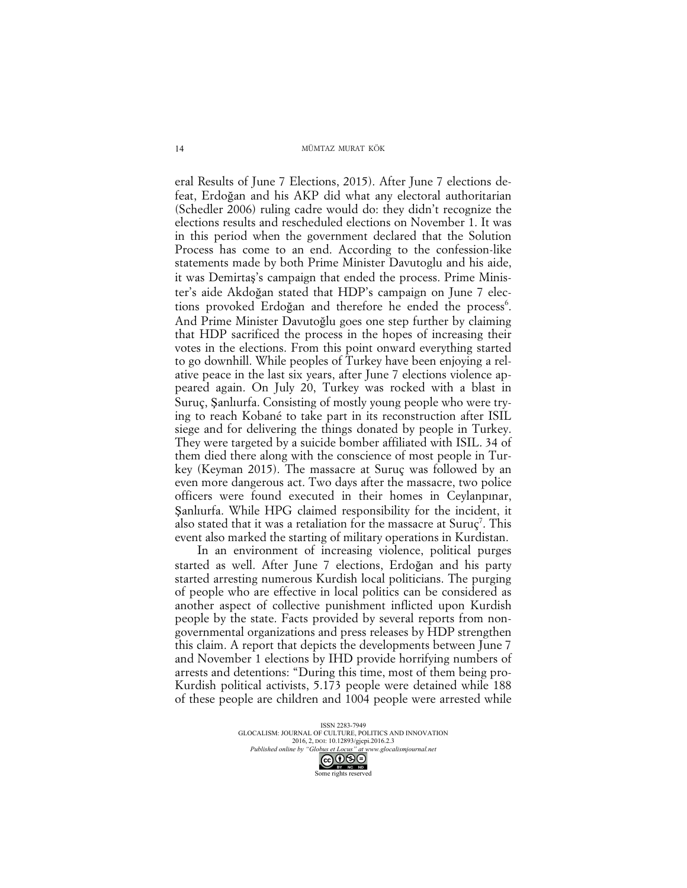eral Results of June 7 Elections, 2015). After June 7 elections defeat, Erdoğan and his AKP did what any electoral authoritarian (Schedler 2006) ruling cadre would do: they didn't recognize the elections results and rescheduled elections on November 1. It was in this period when the government declared that the Solution Process has come to an end. According to the confession-like statements made by both Prime Minister Davutoglu and his aide, it was Demirtaş's campaign that ended the process. Prime Minister's aide Akdoğan stated that HDP's campaign on June 7 elections provoked Erdoğan and therefore he ended the process[6]. And Prime Minister Davutoğlu goes one step further by claiming that HDP sacrificed the process in the hopes of increasing their votes in the elections. From this point onward everything started to go downhill. While peoples of Turkey have been enjoying a relative peace in the last six years, after June 7 elections violence appeared again. On July 20, Turkey was rocked with a blast in Suruç, Şanlıurfa. Consisting of mostly young people who were trying to reach Kobané to take part in its reconstruction after ISIL siege and for delivering the things donated by people in Turkey. They were targeted by a suicide bomber affiliated with ISIL. 34 of them died there along with the conscience of most people in Turkey (Keyman 2015). The massacre at Suruç was followed by an even more dangerous act. Two days after the massacre, two police officers were found executed in their homes in Ceylanpınar, Şanlıurfa. While HPG claimed responsibility for the incident, it also stated that it was a retaliation for the massacre at Suruç[7]. This event also marked the starting of military operations in Kurdistan.

In an environment of increasing violence, political purges started as well. After June 7 elections, Erdoğan and his party started arresting numerous Kurdish local politicians. The purging of people who are effective in local politics can be considered as another aspect of collective punishment inflicted upon Kurdish people by the state. Facts provided by several reports from non-governmental organizations and press releases by HDP strengthen this claim. A report that depicts the developments between June 7 and November 1 elections by IHD provide horrifying numbers of arrests and detentions: "During this time, most of them being pro-Kurdish political activists, 5.173 people were detained while 188 of these people are children and 1004 people were arrested while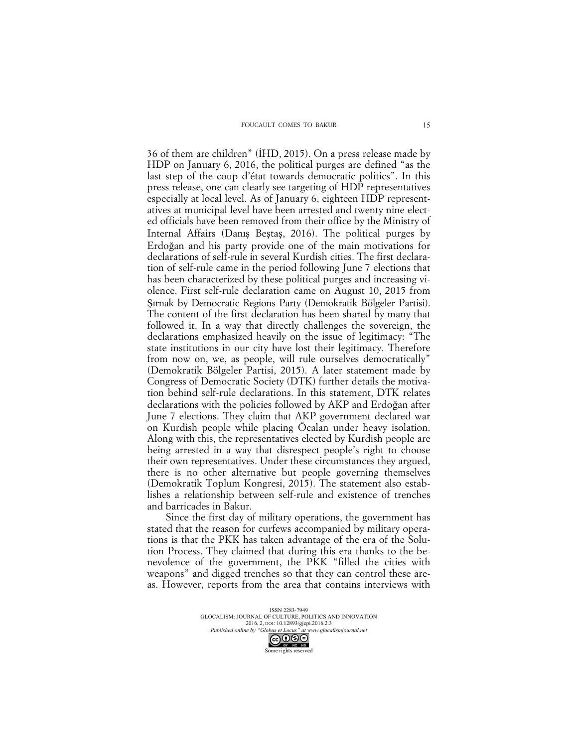36 of them are children" (İHD, 2015). On a press release made by HDP on January 6, 2016, the political purges are defined "as the last step of the coup d'état towards democratic politics". In this press release, one can clearly see targeting of HDP representatives especially at local level. As of January 6, eighteen HDP representatives at municipal level have been arrested and twenty nine elected officials have been removed from their office by the Ministry of Internal Affairs (Danış Beştaş, 2016). The political purges by Erdoğan and his party provide one of the main motivations for declarations of self-rule in several Kurdish cities. The first declaration of self-rule came in the period following June 7 elections that has been characterized by these political purges and increasing violence. First self-rule declaration came on August 10, 2015 from Şırnak by Democratic Regions Party (Demokratik Bölgeler Partisi). The content of the first declaration has been shared by many that followed it. In a way that directly challenges the sovereign, the declarations emphasized heavily on the issue of legitimacy: "The state institutions in our city have lost their legitimacy. Therefore from now on, we, as people, will rule ourselves democratically" (Demokratik Bölgeler Partisi, 2015). A later statement made by Congress of Democratic Society (DTK) further details the motivation behind self-rule declarations. In this statement, DTK relates declarations with the policies followed by AKP and Erdoğan after June 7 elections. They claim that AKP government declared war on Kurdish people while placing Öcalan under heavy isolation. Along with this, the representatives elected by Kurdish people are being arrested in a way that disrespect people's right to choose their own representatives. Under these circumstances they argued, there is no other alternative but people governing themselves (Demokratik Toplum Kongresi, 2015). The statement also establishes a relationship between self-rule and existence of trenches and barricades in Bakur.

Since the first day of military operations, the government has stated that the reason for curfews accompanied by military operations is that the PKK has taken advantage of the era of the Solution Process. They claimed that during this era thanks to the benevolence of the government, the PKK "filled the cities with weapons" and digged trenches so that they can control these areas. However, reports from the area that contains interviews with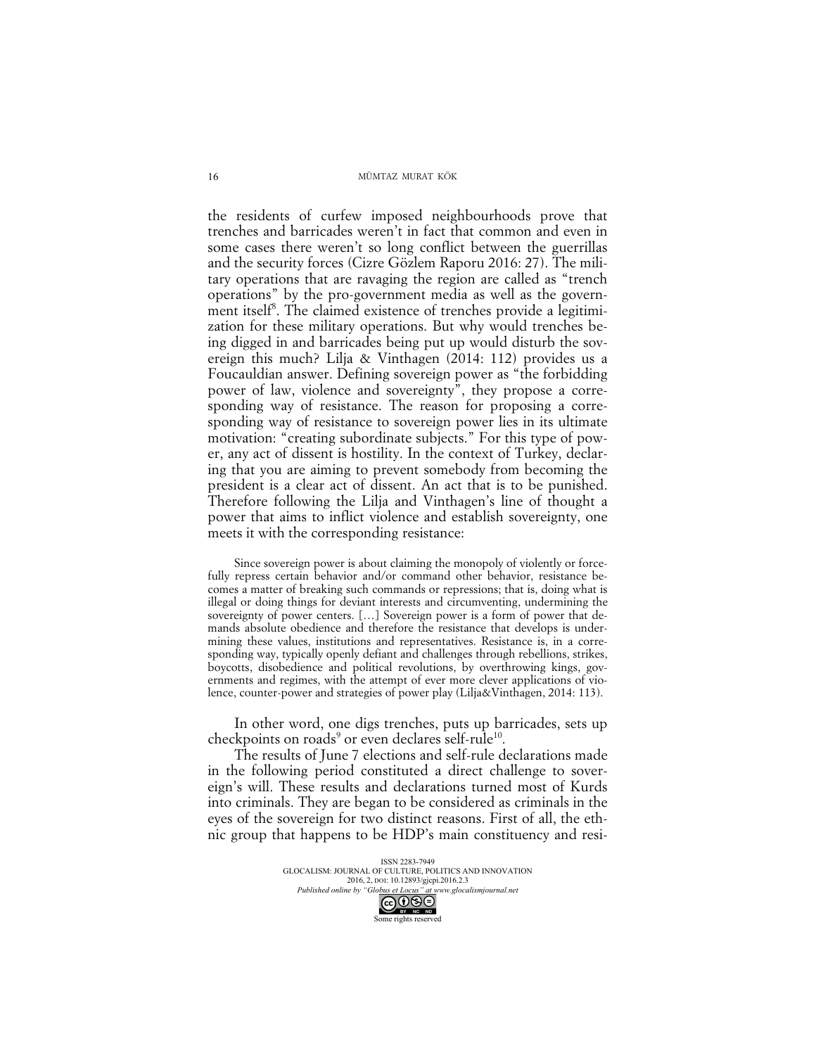the residents of curfew imposed neighbourhoods prove that trenches and barricades weren't in fact that common and even in some cases there weren't so long conflict between the guerrillas and the security forces (Cizre Gözlem Raporu 2016: 27). The military operations that are ravaging the region are called as "trench operations" by the pro-government media as well as the government itself[8]. The claimed existence of trenches provide a legitimization for these military operations. But why would trenches being digged in and barricades being put up would disturb the sovereign this much? Lilja & Vinthagen (2014: 112) provides us a Foucauldian answer. Defining sovereign power as "the forbidding power of law, violence and sovereignty", they propose a corresponding way of resistance. The reason for proposing a corresponding way of resistance to sovereign power lies in its ultimate motivation: "creating subordinate subjects." For this type of power, any act of dissent is hostility. In the context of Turkey, declaring that you are aiming to prevent somebody from becoming the president is a clear act of dissent. An act that is to be punished. Therefore following the Lilja and Vinthagen's line of thought a power that aims to inflict violence and establish sovereignty, one meets it with the corresponding resistance:

> Since sovereign power is about claiming the monopoly of violently or forcefully repress certain behavior and/or command other behavior, resistance becomes a matter of breaking such commands or repressions; that is, doing what is illegal or doing things for deviant interests and circumventing, undermining the sovereignty of power centers. […] Sovereign power is a form of power that demands absolute obedience and therefore the resistance that develops is undermining these values, institutions and representatives. Resistance is, in a corresponding way, typically openly defiant and challenges through rebellions, strikes, boycotts, disobedience and political revolutions, by overthrowing kings, governments and regimes, with the attempt of ever more clever applications of violence, counter-power and strategies of power play (Lilja&Vinthagen, 2014: 113).

In other word, one digs trenches, puts up barricades, sets up checkpoints on roads[9] or even declares self-rule[10].

The results of June 7 elections and self-rule declarations made in the following period constituted a direct challenge to sovereign's will. These results and declarations turned most of Kurds into criminals. They are began to be considered as criminals in the eyes of the sovereign for two distinct reasons. First of all, the ethnic group that happens to be HDP's main constituency and resi-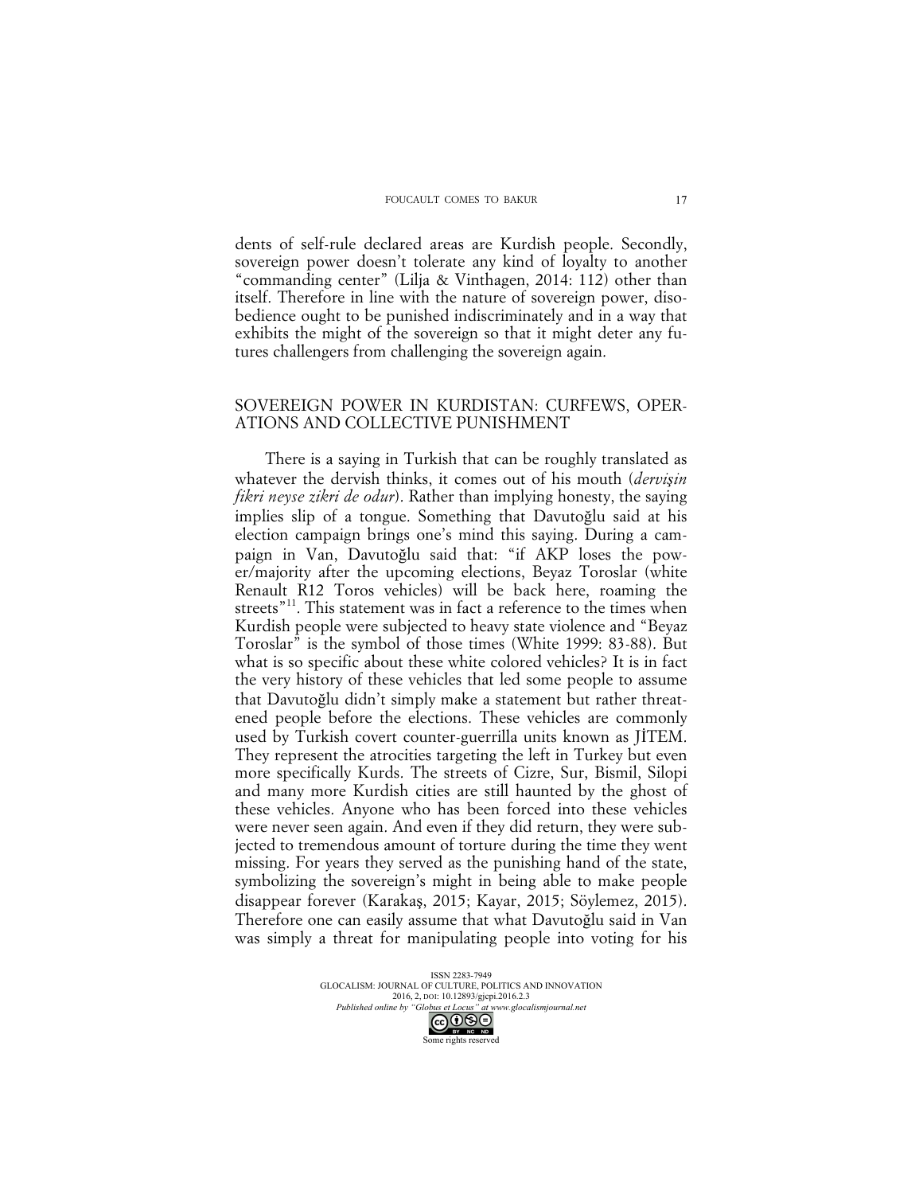dents of self-rule declared areas are Kurdish people. Secondly, sovereign power doesn't tolerate any kind of loyalty to another "commanding center" (Lilja & Vinthagen, 2014: 112) other than itself. Therefore in line with the nature of sovereign power, disobedience ought to be punished indiscriminately and in a way that exhibits the might of the sovereign so that it might deter any futures challengers from challenging the sovereign again.

## SOVEREIGN POWER IN KURDISTAN: CURFEWS, OPERATIONS AND COLLECTIVE PUNISHMENT

There is a saying in Turkish that can be roughly translated as whatever the dervish thinks, it comes out of his mouth (*dervişin fikri neyse zikri de odur*). Rather than implying honesty, the saying implies slip of a tongue. Something that Davutoğlu said at his election campaign brings one's mind this saying. During a campaign in Van, Davutoğlu said that: "if AKP loses the power/majority after the upcoming elections, Beyaz Toroslar (white Renault R12 Toros vehicles) will be back here, roaming the streets"[11]. This statement was in fact a reference to the times when Kurdish people were subjected to heavy state violence and "Beyaz Toroslar" is the symbol of those times (White 1999: 83-88). But what is so specific about these white colored vehicles? It is in fact the very history of these vehicles that led some people to assume that Davutoğlu didn't simply make a statement but rather threatened people before the elections. These vehicles are commonly used by Turkish covert counter-guerrilla units known as JİTEM. They represent the atrocities targeting the left in Turkey but even more specifically Kurds. The streets of Cizre, Sur, Bismil, Silopi and many more Kurdish cities are still haunted by the ghost of these vehicles. Anyone who has been forced into these vehicles were never seen again. And even if they did return, they were subjected to tremendous amount of torture during the time they went missing. For years they served as the punishing hand of the state, symbolizing the sovereign's might in being able to make people disappear forever (Karakaş, 2015; Kayar, 2015; Söylemez, 2015). Therefore one can easily assume that what Davutoğlu said in Van was simply a threat for manipulating people into voting for his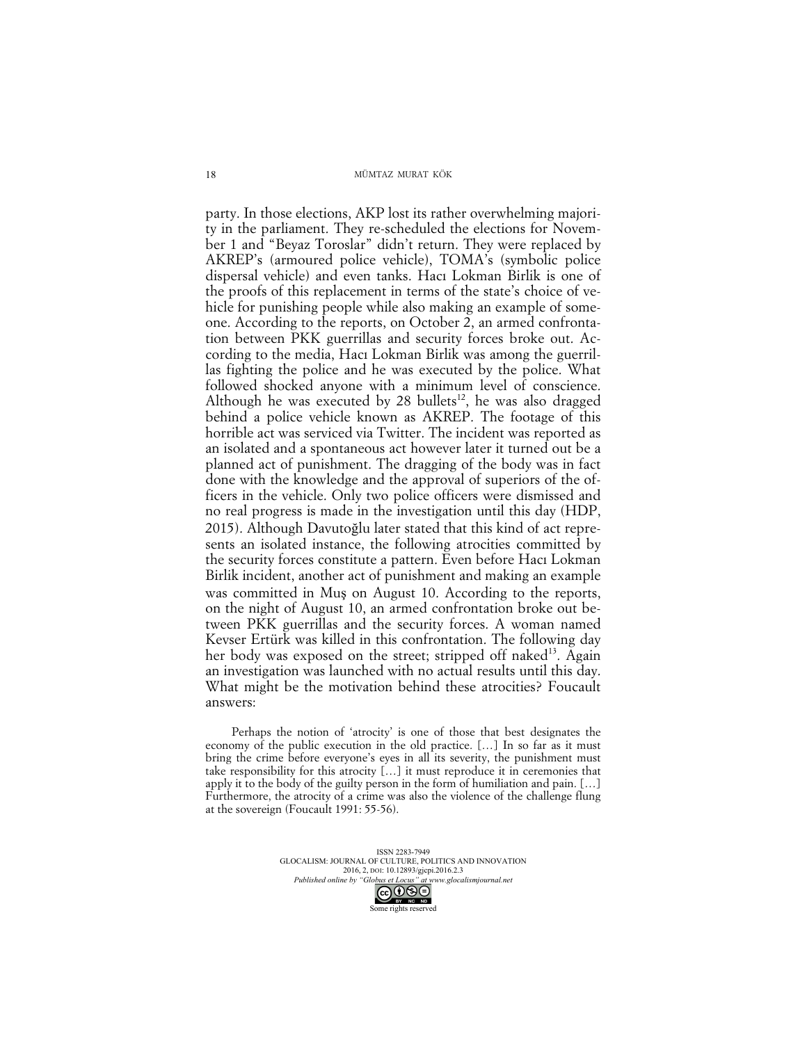party. In those elections, AKP lost its rather overwhelming majority in the parliament. They re-scheduled the elections for November 1 and "Beyaz Toroslar" didn't return. They were replaced by AKREP's (armoured police vehicle), TOMA's (symbolic police dispersal vehicle) and even tanks. Hacı Lokman Birlik is one of the proofs of this replacement in terms of the state's choice of vehicle for punishing people while also making an example of someone. According to the reports, on October 2, an armed confrontation between PKK guerrillas and security forces broke out. According to the media, Hacı Lokman Birlik was among the guerrillas fighting the police and he was executed by the police. What followed shocked anyone with a minimum level of conscience. Although he was executed by 28 bullets[12], he was also dragged behind a police vehicle known as AKREP. The footage of this horrible act was serviced via Twitter. The incident was reported as an isolated and a spontaneous act however later it turned out be a planned act of punishment. The dragging of the body was in fact done with the knowledge and the approval of superiors of the officers in the vehicle. Only two police officers were dismissed and no real progress is made in the investigation until this day (HDP, 2015). Although Davutoğlu later stated that this kind of act represents an isolated instance, the following atrocities committed by the security forces constitute a pattern. Even before Hacı Lokman Birlik incident, another act of punishment and making an example was committed in Muş on August 10. According to the reports, on the night of August 10, an armed confrontation broke out between PKK guerrillas and the security forces. A woman named Kevser Ertürk was killed in this confrontation. The following day her body was exposed on the street; stripped off naked[13]. Again an investigation was launched with no actual results until this day. What might be the motivation behind these atrocities? Foucault answers:

> Perhaps the notion of 'atrocity' is one of those that best designates the economy of the public execution in the old practice. […] In so far as it must bring the crime before everyone's eyes in all its severity, the punishment must take responsibility for this atrocity […] it must reproduce it in ceremonies that apply it to the body of the guilty person in the form of humiliation and pain. […] Furthermore, the atrocity of a crime was also the violence of the challenge flung at the sovereign (Foucault 1991: 55-56).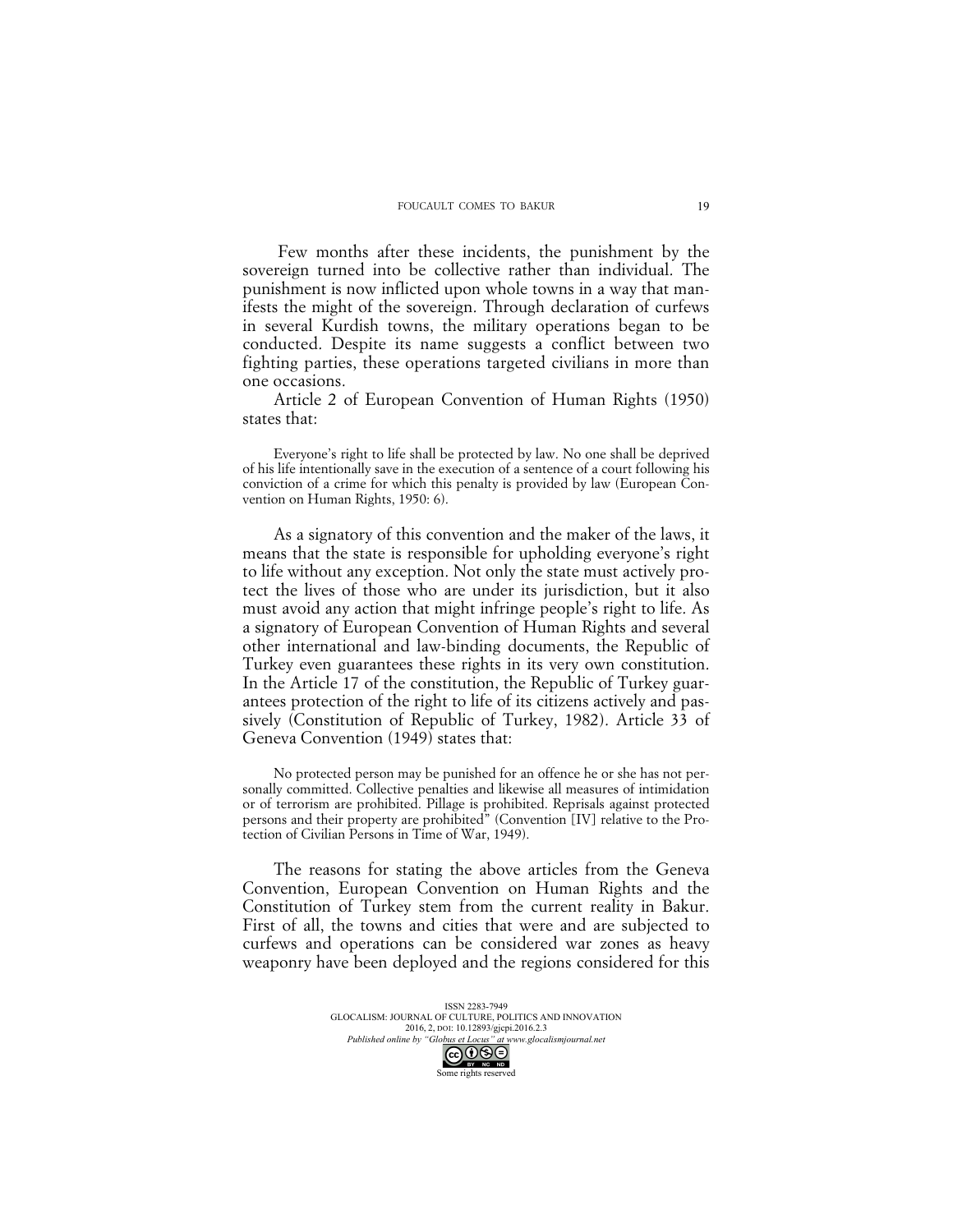Few months after these incidents, the punishment by the sovereign turned into be collective rather than individual. The punishment is now inflicted upon whole towns in a way that manifests the might of the sovereign. Through declaration of curfews in several Kurdish towns, the military operations began to be conducted. Despite its name suggests a conflict between two fighting parties, these operations targeted civilians in more than one occasions.

Article 2 of European Convention of Human Rights (1950) states that:

> Everyone's right to life shall be protected by law. No one shall be deprived of his life intentionally save in the execution of a sentence of a court following his conviction of a crime for which this penalty is provided by law (European Convention on Human Rights, 1950: 6).

As a signatory of this convention and the maker of the laws, it means that the state is responsible for upholding everyone's right to life without any exception. Not only the state must actively protect the lives of those who are under its jurisdiction, but it also must avoid any action that might infringe people's right to life. As a signatory of European Convention of Human Rights and several other international and law-binding documents, the Republic of Turkey even guarantees these rights in its very own constitution. In the Article 17 of the constitution, the Republic of Turkey guarantees protection of the right to life of its citizens actively and passively (Constitution of Republic of Turkey, 1982). Article 33 of Geneva Convention (1949) states that:

> No protected person may be punished for an offence he or she has not personally committed. Collective penalties and likewise all measures of intimidation or of terrorism are prohibited. Pillage is prohibited. Reprisals against protected persons and their property are prohibited" (Convention [IV] relative to the Protection of Civilian Persons in Time of War, 1949).

The reasons for stating the above articles from the Geneva Convention, European Convention on Human Rights and the Constitution of Turkey stem from the current reality in Bakur. First of all, the towns and cities that were and are subjected to curfews and operations can be considered war zones as heavy weaponry have been deployed and the regions considered for this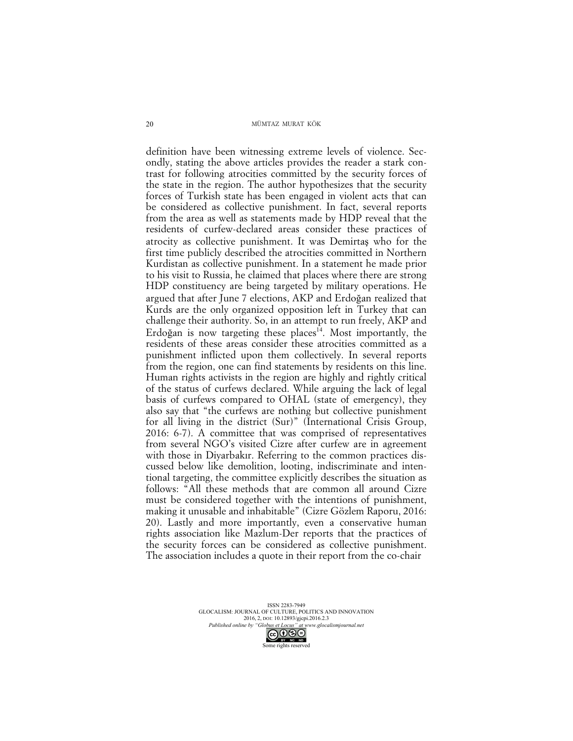definition have been witnessing extreme levels of violence. Secondly, stating the above articles provides the reader a stark contrast for following atrocities committed by the security forces of the state in the region. The author hypothesizes that the security forces of Turkish state has been engaged in violent acts that can be considered as collective punishment. In fact, several reports from the area as well as statements made by HDP reveal that the residents of curfew-declared areas consider these practices of atrocity as collective punishment. It was Demirtaş who for the first time publicly described the atrocities committed in Northern Kurdistan as collective punishment. In a statement he made prior to his visit to Russia, he claimed that places where there are strong HDP constituency are being targeted by military operations. He argued that after June 7 elections, AKP and Erdoğan realized that Kurds are the only organized opposition left in Turkey that can challenge their authority. So, in an attempt to run freely, AKP and Erdoğan is now targeting these places[14]. Most importantly, the residents of these areas consider these atrocities committed as a punishment inflicted upon them collectively. In several reports from the region, one can find statements by residents on this line. Human rights activists in the region are highly and rightly critical of the status of curfews declared. While arguing the lack of legal basis of curfews compared to OHAL (state of emergency), they also say that "the curfews are nothing but collective punishment for all living in the district (Sur)" (International Crisis Group, 2016: 6-7). A committee that was comprised of representatives from several NGO's visited Cizre after curfew are in agreement with those in Diyarbakır. Referring to the common practices discussed below like demolition, looting, indiscriminate and intentional targeting, the committee explicitly describes the situation as follows: "All these methods that are common all around Cizre must be considered together with the intentions of punishment, making it unusable and inhabitable" (Cizre Gözlem Raporu, 2016: 20). Lastly and more importantly, even a conservative human rights association like Mazlum-Der reports that the practices of the security forces can be considered as collective punishment. The association includes a quote in their report from the co-chair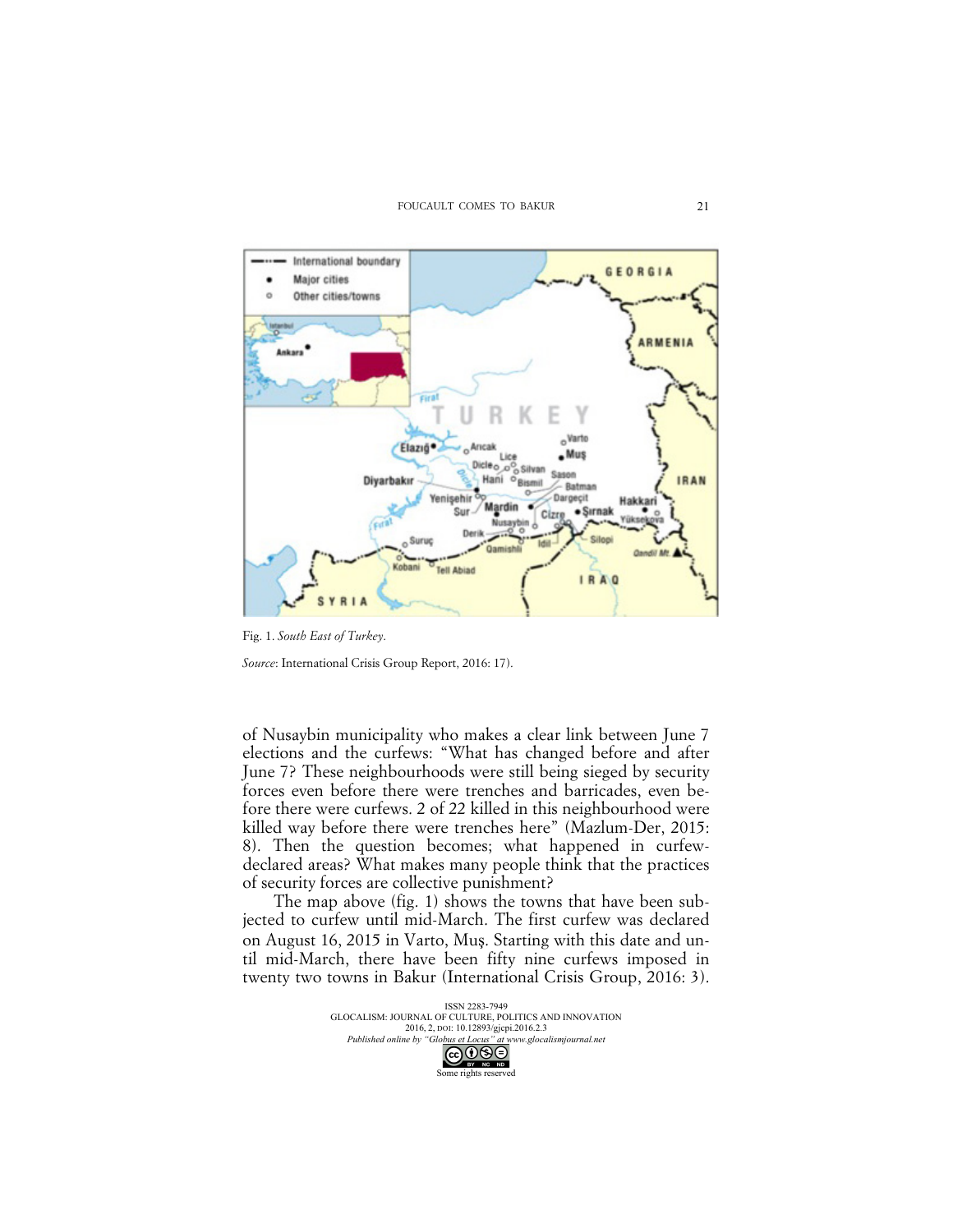Fig. 1. *South East of Turkey.*

*Source*: International Crisis Group Report, 2016: 17).

of Nusaybin municipality who makes a clear link between June 7 elections and the curfews: "What has changed before and after June 7? These neighbourhoods were still being sieged by security forces even before there were trenches and barricades, even before there were curfews. 2 of 22 killed in this neighbourhood were killed way before there were trenches here" (Mazlum-Der, 2015: 8). Then the question becomes; what happened in curfew-declared areas? What makes many people think that the practices of security forces are collective punishment?

The map above (fig. 1) shows the towns that have been subjected to curfew until mid-March. The first curfew was declared on August 16, 2015 in Varto, Muş. Starting with this date and until mid-March, there have been fifty nine curfews imposed in twenty two towns in Bakur (International Crisis Group, 2016: 3).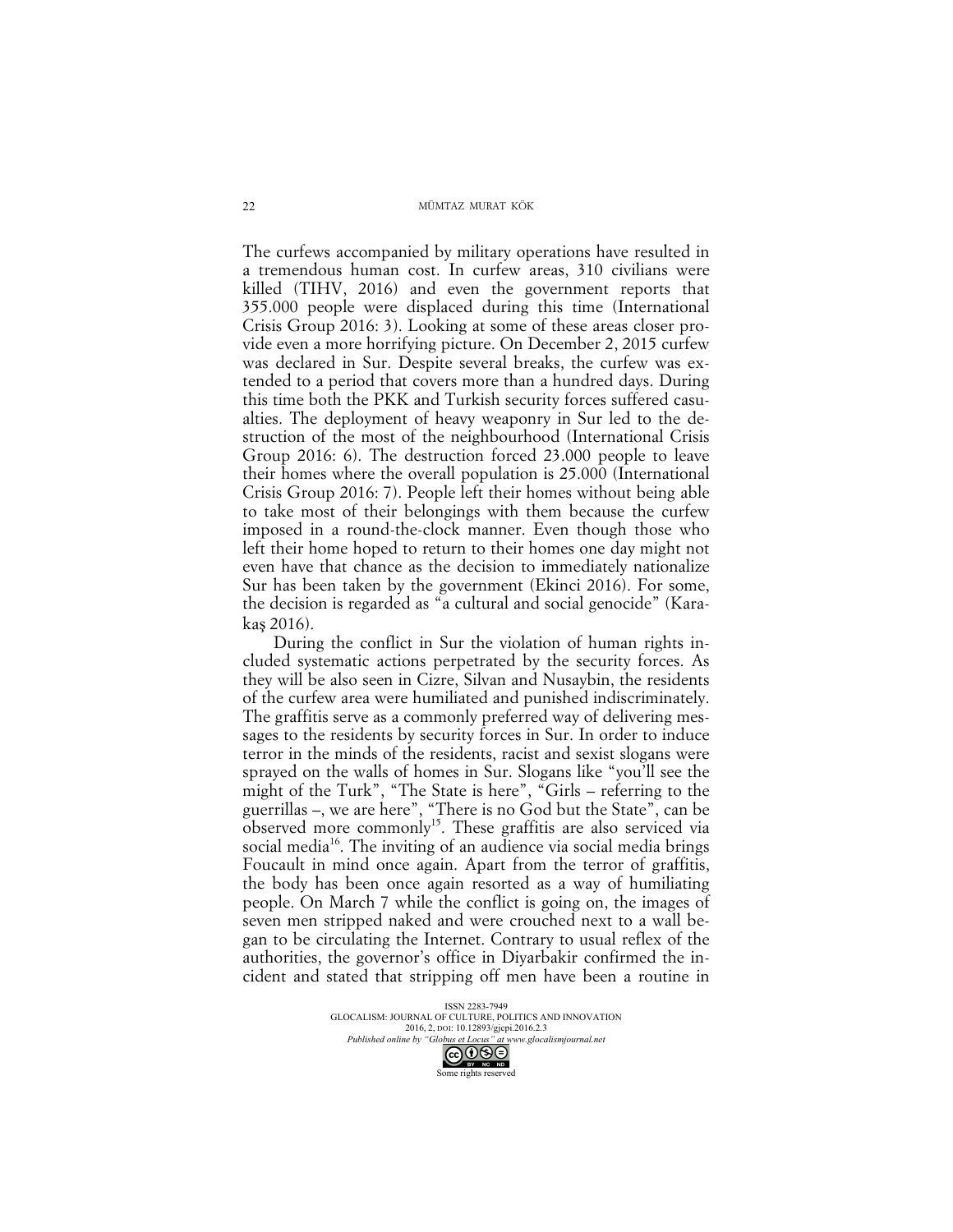The curfews accompanied by military operations have resulted in a tremendous human cost. In curfew areas, 310 civilians were killed (TIHV, 2016) and even the government reports that 355.000 people were displaced during this time (International Crisis Group 2016: 3). Looking at some of these areas closer provide even a more horrifying picture. On December 2, 2015 curfew was declared in Sur. Despite several breaks, the curfew was extended to a period that covers more than a hundred days. During this time both the PKK and Turkish security forces suffered casualties. The deployment of heavy weaponry in Sur led to the destruction of the most of the neighbourhood (International Crisis Group 2016: 6). The destruction forced 23.000 people to leave their homes where the overall population is 25.000 (International Crisis Group 2016: 7). People left their homes without being able to take most of their belongings with them because the curfew imposed in a round-the-clock manner. Even though those who left their home hoped to return to their homes one day might not even have that chance as the decision to immediately nationalize Sur has been taken by the government (Ekinci 2016). For some, the decision is regarded as "a cultural and social genocide" (Karakaş 2016).

During the conflict in Sur the violation of human rights included systematic actions perpetrated by the security forces. As they will be also seen in Cizre, Silvan and Nusaybin, the residents of the curfew area were humiliated and punished indiscriminately. The graffitis serve as a commonly preferred way of delivering messages to the residents by security forces in Sur. In order to induce terror in the minds of the residents, racist and sexist slogans were sprayed on the walls of homes in Sur. Slogans like "you'll see the might of the Turk", "The State is here", "Girls – referring to the guerrillas –, we are here", "There is no God but the State", can be observed more commonly[15]. These graffitis are also serviced via social media[16]. The inviting of an audience via social media brings Foucault in mind once again. Apart from the terror of graffitis, the body has been once again resorted as a way of humiliating people. On March 7 while the conflict is going on, the images of seven men stripped naked and were crouched next to a wall began to be circulating the Internet. Contrary to usual reflex of the authorities, the governor's office in Diyarbakir confirmed the incident and stated that stripping off men have been a routine in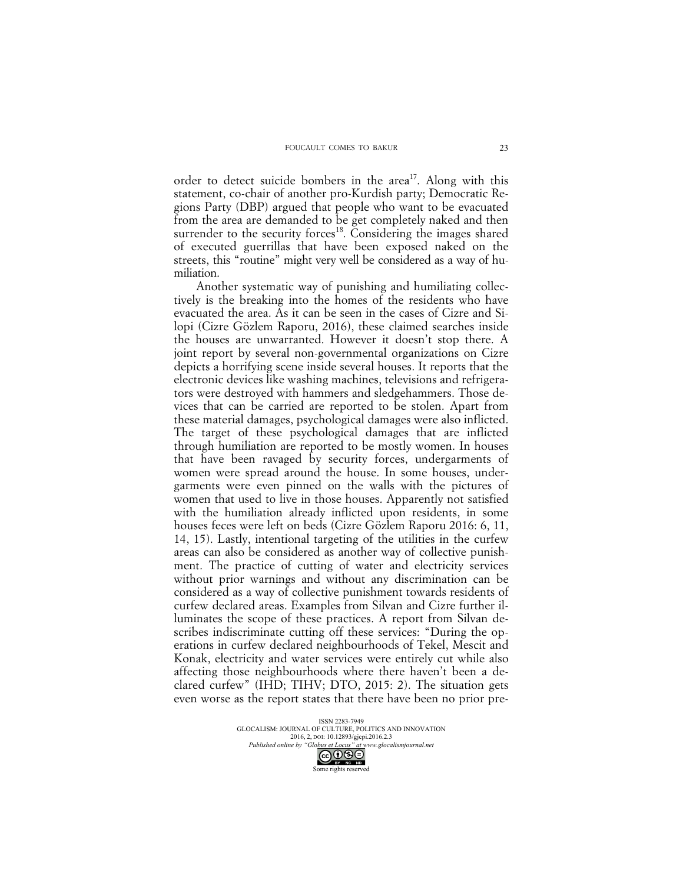order to detect suicide bombers in the area[17]. Along with this statement, co-chair of another pro-Kurdish party; Democratic Regions Party (DBP) argued that people who want to be evacuated from the area are demanded to be get completely naked and then surrender to the security forces[18]. Considering the images shared of executed guerrillas that have been exposed naked on the streets, this "routine" might very well be considered as a way of humiliation.

Another systematic way of punishing and humiliating collectively is the breaking into the homes of the residents who have evacuated the area. As it can be seen in the cases of Cizre and Silopi (Cizre Gözlem Raporu, 2016), these claimed searches inside the houses are unwarranted. However it doesn't stop there. A joint report by several non-governmental organizations on Cizre depicts a horrifying scene inside several houses. It reports that the electronic devices like washing machines, televisions and refrigerators were destroyed with hammers and sledgehammers. Those devices that can be carried are reported to be stolen. Apart from these material damages, psychological damages were also inflicted. The target of these psychological damages that are inflicted through humiliation are reported to be mostly women. In houses that have been ravaged by security forces, undergarments of women were spread around the house. In some houses, undergarments were even pinned on the walls with the pictures of women that used to live in those houses. Apparently not satisfied with the humiliation already inflicted upon residents, in some houses feces were left on beds (Cizre Gözlem Raporu 2016: 6, 11, 14, 15). Lastly, intentional targeting of the utilities in the curfew areas can also be considered as another way of collective punishment. The practice of cutting of water and electricity services without prior warnings and without any discrimination can be considered as a way of collective punishment towards residents of curfew declared areas. Examples from Silvan and Cizre further illuminates the scope of these practices. A report from Silvan describes indiscriminate cutting off these services: "During the operations in curfew declared neighbourhoods of Tekel, Mescit and Konak, electricity and water services were entirely cut while also affecting those neighbourhoods where there haven't been a declared curfew" (IHD; TIHV; DTO, 2015: 2). The situation gets even worse as the report states that there have been no prior pre-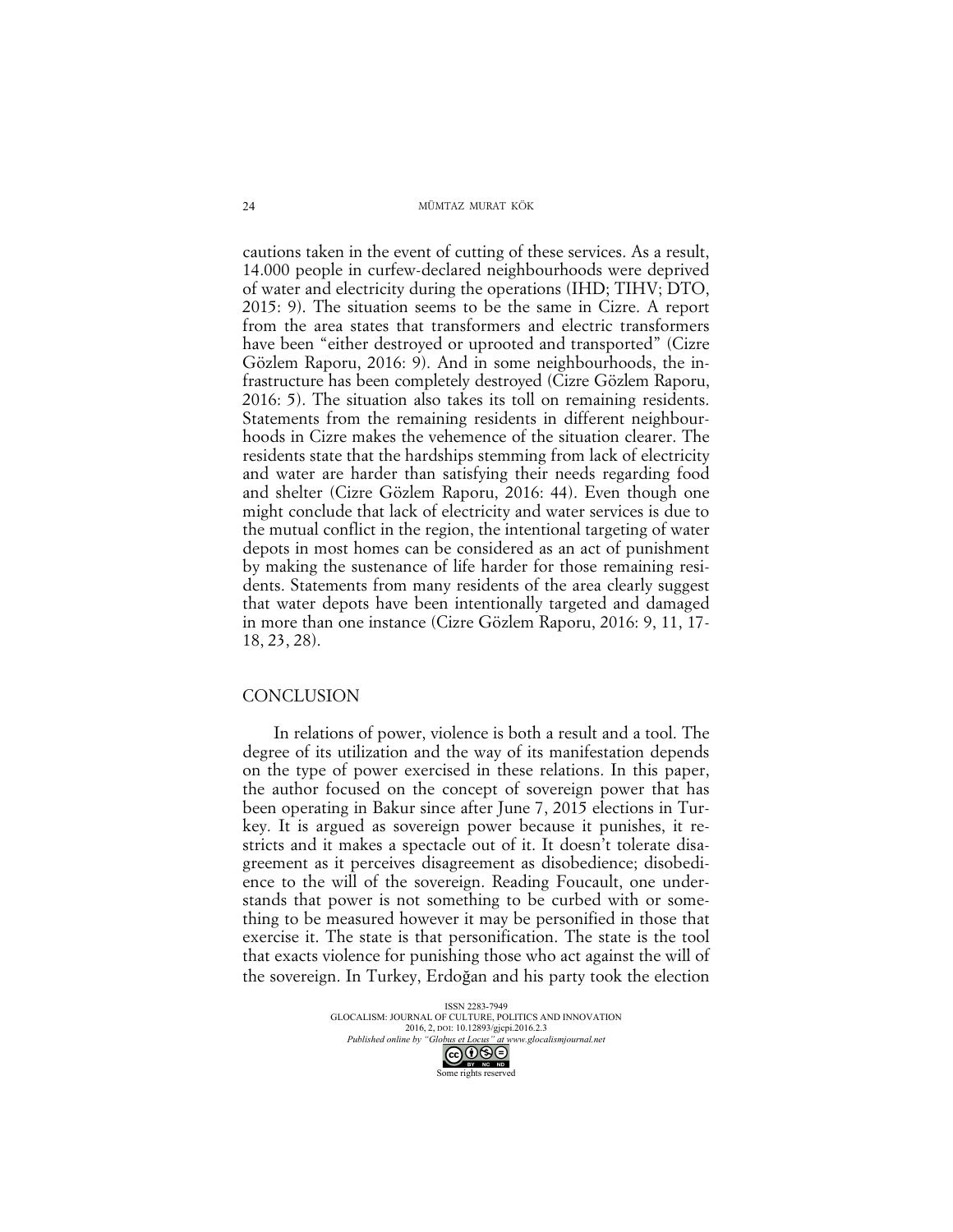cautions taken in the event of cutting of these services. As a result, 14.000 people in curfew-declared neighbourhoods were deprived of water and electricity during the operations (IHD; TIHV; DTO, 2015: 9). The situation seems to be the same in Cizre. A report from the area states that transformers and electric transformers have been "either destroyed or uprooted and transported" (Cizre Gözlem Raporu, 2016: 9). And in some neighbourhoods, the infrastructure has been completely destroyed (Cizre Gözlem Raporu, 2016: 5). The situation also takes its toll on remaining residents. Statements from the remaining residents in different neighbourhoods in Cizre makes the vehemence of the situation clearer. The residents state that the hardships stemming from lack of electricity and water are harder than satisfying their needs regarding food and shelter (Cizre Gözlem Raporu, 2016: 44). Even though one might conclude that lack of electricity and water services is due to the mutual conflict in the region, the intentional targeting of water depots in most homes can be considered as an act of punishment by making the sustenance of life harder for those remaining residents. Statements from many residents of the area clearly suggest that water depots have been intentionally targeted and damaged in more than one instance (Cizre Gözlem Raporu, 2016: 9, 11, 17-18, 23, 28).

## CONCLUSION

In relations of power, violence is both a result and a tool. The degree of its utilization and the way of its manifestation depends on the type of power exercised in these relations. In this paper, the author focused on the concept of sovereign power that has been operating in Bakur since after June 7, 2015 elections in Turkey. It is argued as sovereign power because it punishes, it restricts and it makes a spectacle out of it. It doesn't tolerate disagreement as it perceives disagreement as disobedience; disobedience to the will of the sovereign. Reading Foucault, one understands that power is not something to be curbed with or something to be measured however it may be personified in those that exercise it. The state is that personification. The state is the tool that exacts violence for punishing those who act against the will of the sovereign. In Turkey, Erdoğan and his party took the election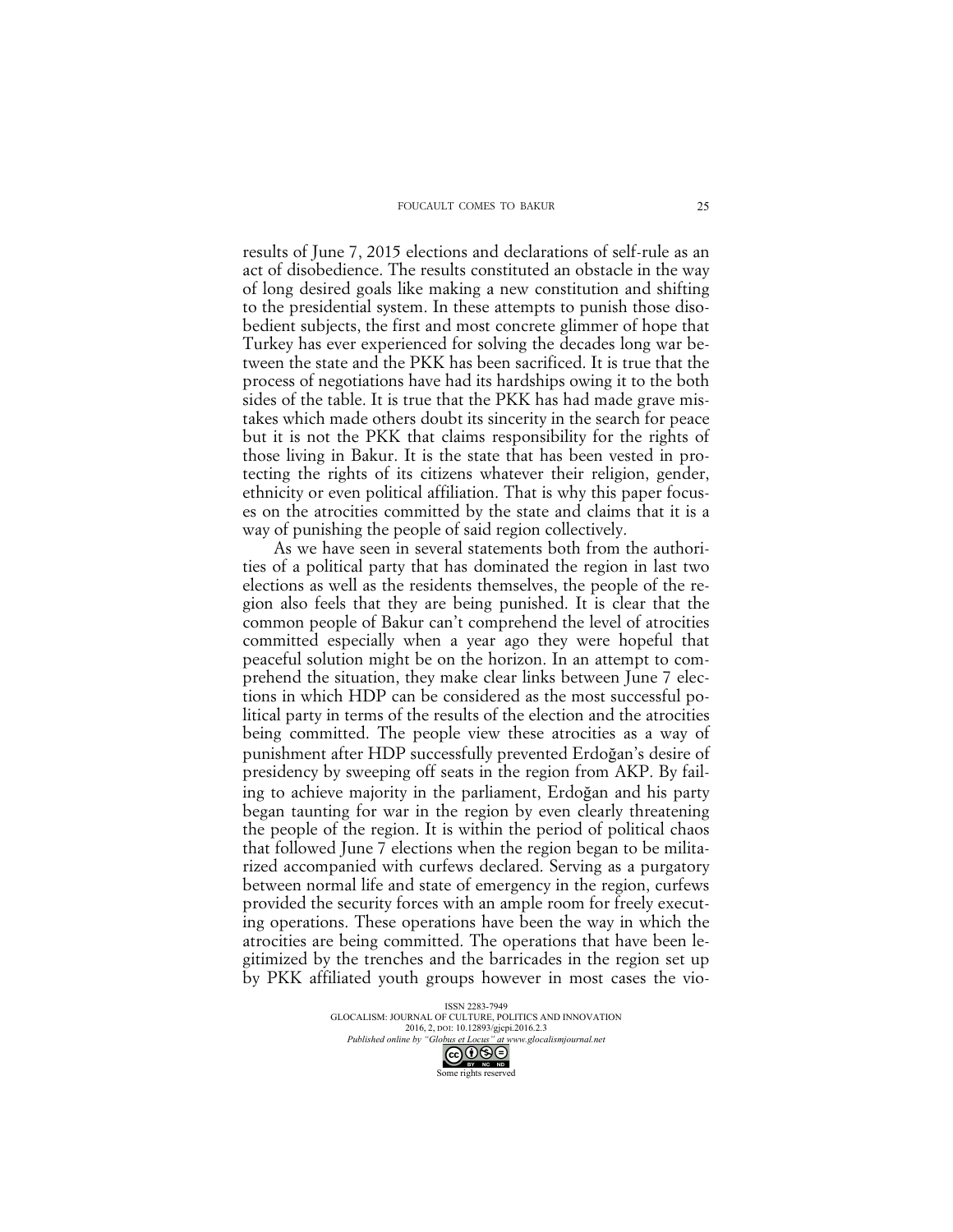results of June 7, 2015 elections and declarations of self-rule as an act of disobedience. The results constituted an obstacle in the way of long desired goals like making a new constitution and shifting to the presidential system. In these attempts to punish those disobedient subjects, the first and most concrete glimmer of hope that Turkey has ever experienced for solving the decades long war between the state and the PKK has been sacrificed. It is true that the process of negotiations have had its hardships owing it to the both sides of the table. It is true that the PKK has had made grave mistakes which made others doubt its sincerity in the search for peace but it is not the PKK that claims responsibility for the rights of those living in Bakur. It is the state that has been vested in protecting the rights of its citizens whatever their religion, gender, ethnicity or even political affiliation. That is why this paper focuses on the atrocities committed by the state and claims that it is a way of punishing the people of said region collectively.

As we have seen in several statements both from the authorities of a political party that has dominated the region in last two elections as well as the residents themselves, the people of the region also feels that they are being punished. It is clear that the common people of Bakur can't comprehend the level of atrocities committed especially when a year ago they were hopeful that peaceful solution might be on the horizon. In an attempt to comprehend the situation, they make clear links between June 7 elections in which HDP can be considered as the most successful political party in terms of the results of the election and the atrocities being committed. The people view these atrocities as a way of punishment after HDP successfully prevented Erdoğan's desire of presidency by sweeping off seats in the region from AKP. By failing to achieve majority in the parliament, Erdoğan and his party began taunting for war in the region by even clearly threatening the people of the region. It is within the period of political chaos that followed June 7 elections when the region began to be militarized accompanied with curfews declared. Serving as a purgatory between normal life and state of emergency in the region, curfews provided the security forces with an ample room for freely executing operations. These operations have been the way in which the atrocities are being committed. The operations that have been legitimized by the trenches and the barricades in the region set up by PKK affiliated youth groups however in most cases the vio-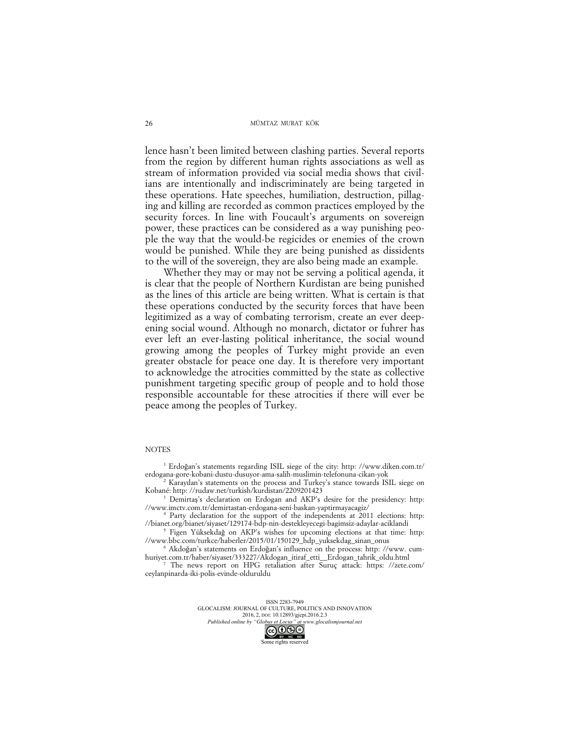lence hasn't been limited between clashing parties. Several reports from the region by different human rights associations as well as stream of information provided via social media shows that civilians are intentionally and indiscriminately are being targeted in these operations. Hate speeches, humiliation, destruction, pillaging and killing are recorded as common practices employed by the security forces. In line with Foucault's arguments on sovereign power, these practices can be considered as a way punishing people the way that the would-be regicides or enemies of the crown would be punished. While they are being punished as dissidents to the will of the sovereign, they are also being made an example.

Whether they may or may not be serving a political agenda, it is clear that the people of Northern Kurdistan are being punished as the lines of this article are being written. What is certain is that these operations conducted by the security forces that have been legitimized as a way of combating terrorism, create an ever deepening social wound. Although no monarch, dictator or fuhrer has ever left an ever-lasting political inheritance, the social wound growing among the peoples of Turkey might provide an even greater obstacle for peace one day. It is therefore very important to acknowledge the atrocities committed by the state as collective punishment targeting specific group of people and to hold those responsible accountable for these atrocities if there will ever be peace among the peoples of Turkey.

## NOTES

[1] Erdoğan's statements regarding ISIL siege of the city: http: //www.diken.com.tr/erdogana-gore-kobani-dustu-dusuyor-ama-salih-muslimin-telefonuna-cikan-yok

[2] Karayılan's statements on the process and Turkey's stance towards ISIL siege on Kobané: http: //rudaw.net/turkish/kurdistan/2209201423

[3] Demirtaş's declaration on Erdogan and AKP's desire for the presidency: http: //www.imctv.com.tr/demirtastan-erdogana-seni-baskan-yaptirmayacagiz/

[4] Party declaration for the support of the independents at 2011 elections: http: //bianet.org/bianet/siyaset/129174-bdp-nin-destekleyecegi-bagimsiz-adaylar-aciklandi

[5] Figen Yüksekdağ on AKP's wishes for upcoming elections at that time: http: //www.bbc.com/turkce/haberler/2015/01/150129_hdp_yuksekdag_sinan_onus

[6] Akdoğan's statements on Erdoğan's influence on the process: http: //www. cumhuriyet.com.tr/haber/siyaset/333227/Akdogan_itiraf_etti__Erdogan_tahrik_oldu.html

[7] The news report on HPG retaliation after Suruç attack: https: //zete.com/ceylanpinarda-iki-polis-evinde-olduruldu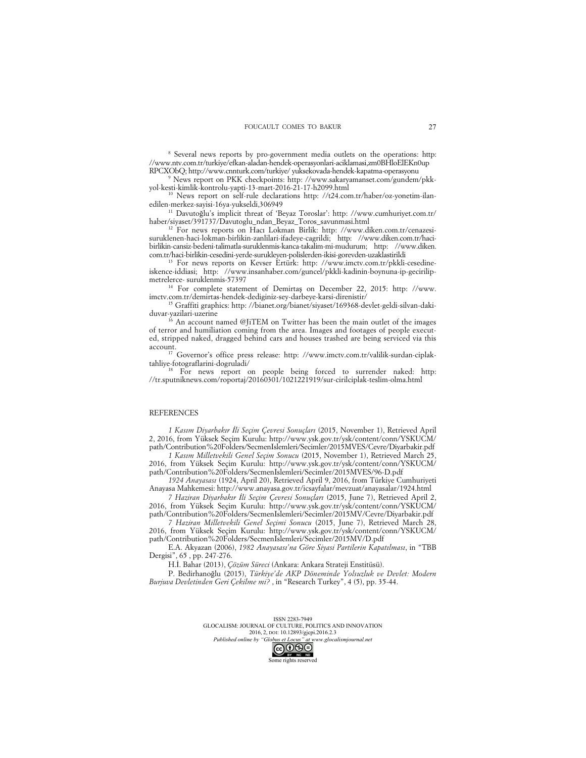[8] Several news reports by pro-government media outlets on the operations: http: //www.ntv.com.tr/turkiye/efkan-aladan-hendek-operasyonlari-aciklamasi,zm0BHloElEKn0up RPCXObQ; http://www.cnnturk.com/turkiye/ yuksekovada-hendek-kapatma-operasyonu

[9] News report on PKK checkpoints: http: //www.sakaryamanset.com/gundem/pkk-yol-kesti-kimlik-kontrolu-yapti-13-mart-2016-21-17-h2099.html

[10] News report on self-rule declarations http: //t24.com.tr/haber/oz-yonetim-ilan-edilen-merkez-sayisi-16ya-yukseldi,306949

[11] Davutoğlu's implicit threat of 'Beyaz Toroslar': http: //www.cumhuriyet.com.tr/haber/siyaset/391737/Davutoglu_ndan_Beyaz_Toros_savunmasi.html

[12] For news reports on Hacı Lokman Birlik: http: //www.diken.com.tr/cenazesi-suruklenen-haci-lokman-birlikin-zanlilari-ifadeye-cagrildi; http: //www.diken.com.tr/haci-birlikin-cansiz-bedeni-talimatla-suruklenmis-kanca-takalim-mi-mudurum; http: //www.diken.com.tr/haci-birlikin-cesedini-yerde-surukleyen-polislerden-ikisi-gorevden-uzaklastirildi

[13] For news reports on Kevser Ertürk: http: //www.imctv.com.tr/pkkli-cesedine-iskence-iddiasi; http: //www.insanhaber.com/guncel/pkkli-kadinin-boynuna-ip-gecirilip-metrelerce- suruklenmis-57397

[14] For complete statement of Demirtaş on December 22, 2015: http: //www.imctv.com.tr/demirtas-hendek-dediginiz-sey-darbeye-karsi-direnistir/

[15] Graffiti graphics: http: //bianet.org/bianet/siyaset/169368-devlet-geldi-silvan-daki-duvar-yazilari-uzerine

[16] An account named @JiTEM on Twitter has been the main outlet of the images of terror and humiliation coming from the area. Images and footages of people executed, stripped naked, dragged behind cars and houses trashed are being serviced via this account.

[17] Governor's office press release: http: //www.imctv.com.tr/valilik-surdan-ciplak-tahliye-fotograflarini-dogruladi/

[18] For news report on people being forced to surrender naked: http: //tr.sputniknews.com/roportaj/20160301/1021221919/sur-cirilciplak-teslim-olma.html

## REFERENCES

*1 Kasım Diyarbakır İli Seçim Çevresi Sonuçları* (2015, November 1), Retrieved April 2, 2016, from Yüksek Seçim Kurulu: http://www.ysk.gov.tr/ysk/content/conn/YSKUCM/path/Contribution%20Folders/SecmenIslemleri/Secimler/2015MVES/Cevre/Diyarbakir.pdf

*1 Kasım Milletvekili Genel Seçim Sonucu* (2015, November 1), Retrieved March 25, 2016, from Yüksek Seçim Kurulu: http://www.ysk.gov.tr/ysk/content/conn/YSKUCM/path/Contribution%20Folders/SecmenIslemleri/Secimler/2015MVES/96-D.pdf

*1924 Anayasası* (1924, April 20), Retrieved April 9, 2016, from Türkiye Cumhuriyeti Anayasa Mahkemesi: http://www.anayasa.gov.tr/icsayfalar/mevzuat/anayasalar/1924.html

*7 Haziran Diyarbakır İli Seçim Çevresi Sonuçları* (2015, June 7), Retrieved April 2, 2016, from Yüksek Seçim Kurulu: http://www.ysk.gov.tr/ysk/content/conn/YSKUCM/path/Contribution%20Folders/SecmenIslemleri/Secimler/2015MV/Cevre/Diyarbakir.pdf

*7 Haziran Milletvekili Genel Seçimi Sonucu* (2015, June 7), Retrieved March 28, 2016, from Yüksek Seçim Kurulu: http://www.ysk.gov.tr/ysk/content/conn/YSKUCM/path/Contribution%20Folders/SecmenIslemleri/Secimler/2015MV/D.pdf

E.A. Akyazan (2006), *1982 Anayasası'na Göre Siyasi Partilerin Kapatılması*, in "TBB Dergisi", 65 , pp. 247-276.

H.İ. Bahar (2013), *Çözüm Süreci* (Ankara: Ankara Strateji Enstitüsü).

P. Bedirhanoğlu (2015), *Türkiye'de AKP Döneminde Yolsuzluk ve Devlet: Modern Burjuva Devletinden Geri Çekilme mi?* , in "Research Turkey", 4 (5), pp. 35-44.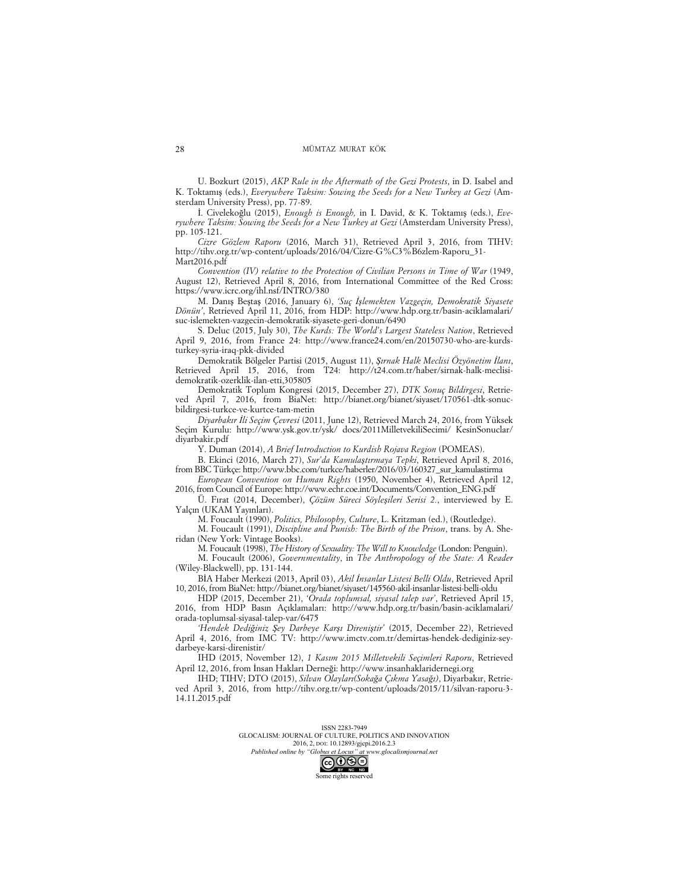U. Bozkurt (2015), *AKP Rule in the Aftermath of the Gezi Protests*, in D. Isabel and K. Toktamış (eds.), *Everywhere Taksim: Sowing the Seeds for a New Turkey at Gezi* (Amsterdam University Press), pp. 77-89.

İ. Civelekoğlu (2015), *Enough is Enough,* in I. David, & K. Toktamış (eds.), *Everywhere Taksim: Sowing the Seeds for a New Turkey at Gezi* (Amsterdam University Press), pp. 105-121.

*Cizre Gözlem Raporu* (2016, March 31), Retrieved April 3, 2016, from TIHV: http://tihv.org.tr/wp-content/uploads/2016/04/Cizre-G%C3%B6zlem-Raporu_31-Mart2016.pdf

*Convention (IV) relative to the Protection of Civilian Persons in Time of War* (1949, August 12), Retrieved April 8, 2016, from International Committee of the Red Cross: https://www.icrc.org/ihl.nsf/INTRO/380

M. Danış Beştaş (2016, January 6), *'Suç İşlemekten Vazgeçin, Demokratik Siyasete Dönün'*, Retrieved April 11, 2016, from HDP: http://www.hdp.org.tr/basin-aciklamalari/suc-islemekten-vazgecin-demokratik-siyasete-geri-donun/6490

S. Deluc (2015, July 30), *The Kurds: The World's Largest Stateless Nation*, Retrieved April 9, 2016, from France 24: http://www.france24.com/en/20150730-who-are-kurds-turkey-syria-iraq-pkk-divided

Demokratik Bölgeler Partisi (2015, August 11), *Şırnak Halk Meclisi Özyönetim İlanı*, Retrieved April 15, 2016, from T24: http://t24.com.tr/haber/sirnak-halk-meclisi-demokratik-ozerklik-ilan-etti,305805

Demokratik Toplum Kongresi (2015, December 27), *DTK Sonuç Bildirgesi*, Retrieved April 7, 2016, from BiaNet: http://bianet.org/bianet/siyaset/170561-dtk-sonuc-bildirgesi-turkce-ve-kurtce-tam-metin

*Diyarbakır İli Seçim Çevresi* (2011, June 12), Retrieved March 24, 2016, from Yüksek Seçim Kurulu: http://www.ysk.gov.tr/ysk/ docs/2011MilletvekiliSecimi/ KesinSonuclar/ diyarbakir.pdf

Y. Duman (2014), *A Brief Introduction to Kurdish Rojava Region* (POMEAS).

B. Ekinci (2016, March 27), *Sur'da Kamulaştırmaya Tepki*, Retrieved April 8, 2016, from BBC Türkçe: http://www.bbc.com/turkce/haberler/2016/03/160327_sur_kamulastirma

*European Convention on Human Rights* (1950, November 4), Retrieved April 12, 2016, from Council of Europe: http://www.echr.coe.int/Documents/Convention_ENG.pdf

Ü. Fırat (2014, December), *Çözüm Süreci Söyleşileri Serisi 2.*, interviewed by E. Yalçın (UKAM Yayınları).

M. Foucault (1990), *Politics, Philosophy, Culture*, L. Kritzman (ed.), (Routledge).

M. Foucault (1991), *Discipline and Punish: The Birth of the Prison*, trans. by A. Sheridan (New York: Vintage Books).

M. Foucault (1998), *The History of Sexuality: The Will to Knowledge* (London: Penguin).

M. Foucault (2006), *Governmentality*, in *The Anthropology of the State: A Reader* (Wiley-Blackwell), pp. 131-144.

BİA Haber Merkezi (2013, April 03), *Akil İnsanlar Listesi Belli Oldu*, Retrieved April 10, 2016, from BiaNet: http://bianet.org/bianet/siyaset/145560-akil-insanlar-listesi-belli-oldu

HDP (2015, December 21), *'Orada toplumsal, siyasal talep var'*, Retrieved April 15, 2016, from HDP Basın Açıklamaları: http://www.hdp.org.tr/basin/basin-aciklamalari/orada-toplumsal-siyasal-talep-var/6475

*'Hendek Dediğiniz Şey Darbeye Karşı Direniştir'* (2015, December 22), Retrieved April 4, 2016, from IMC TV: http://www.imctv.com.tr/demirtas-hendek-dediginiz-sey-darbeye-karsi-direnistir/

IHD (2015, November 12), *1 Kasım 2015 Milletvekili Seçimleri Raporu*, Retrieved April 12, 2016, from İnsan Hakları Derneği: http://www.insanhaklaridernegi.org

IHD; TIHV; DTO (2015), *Silvan Olayları(Sokağa Çıkma Yasağı)*, Diyarbakır, Retrieved April 3, 2016, from http://tihv.org.tr/wp-content/uploads/2015/11/silvan-raporu-3-14.11.2015.pdf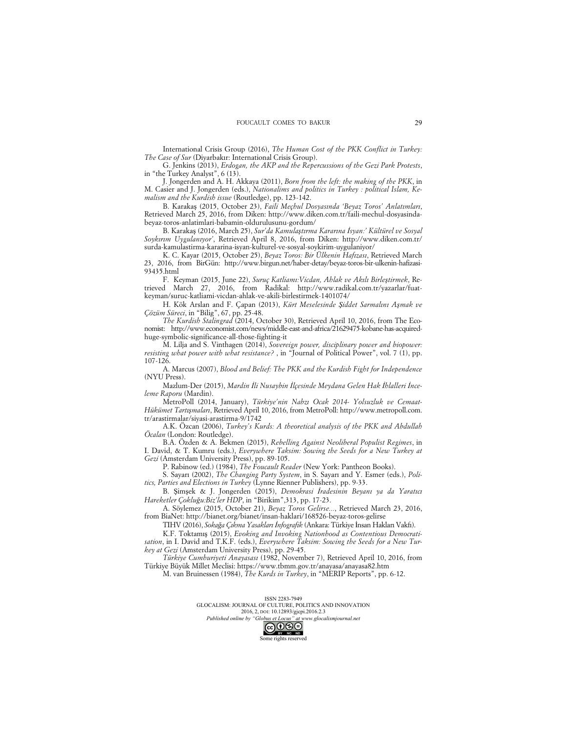International Crisis Group (2016), *The Human Cost of the PKK Conflict in Turkey: The Case of Sur* (Diyarbakır: International Crisis Group).

G. Jenkins (2013), *Erdogan, the AKP and the Repercussions of the Gezi Park Protests*, in "the Turkey Analyst", 6 (13).

J. Jongerden and A. H. Akkaya (2011), *Born from the left: the making of the PKK*, in M. Casier and J. Jongerden (eds.), *Nationalims and politics in Turkey : political Islam, Kemalism and the Kurdish issue* (Routledge), pp. 123-142.

B. Karakaş (2015, October 23), *Faili Meçhul Dosyasında 'Beyaz Toros' Anlatımları*, Retrieved March 25, 2016, from Diken: http://www.diken.com.tr/faili-mechul-dosyasinda-beyaz-toros-anlatimlari-babamin-oldurulusunu-gordum/

B. Karakaş (2016, March 25), *Sur'da Kamulaştırma Kararına İsyan:' Kültürel ve Sosyal Soykırım Uygulanıyor'*, Retrieved April 8, 2016, from Diken: http://www.diken.com.tr/surda-kamulastirma-kararina-isyan-kulturel-ve-sosyal-soykirim-uygulaniyor/

K. C. Kayar (2015, October 25), *Beyaz Toros: Bir Ülkenin Hafızası*, Retrieved March 23, 2016, from BirGün: http://www.birgun.net/haber-detay/beyaz-toros-bir-ulkenin-hafizasi-93435.html

F. Keyman (2015, June 22), *Suruç Katliamı:Vicdan, Ahlak ve Akılı Birleştirmek*, Retrieved March 27, 2016, from Radikal: http://www.radikal.com.tr/yazarlar/fuat-keyman/suruc-katliami-vicdan-ahlak-ve-akili-birlestirmek-1401074/

H. Kök Arslan and F. Çapan (2013), *Kürt Meselesinde Şiddet Sarmalını Aşmak ve Çözüm Süreci*, in "Bilig", 67, pp. 25-48.

*The Kurdish Stalingrad* (2014, October 30), Retrieved April 10, 2016, from The Economist: http://www.economist.com/news/middle-east-and-africa/21629475-kobane-has-acquired-huge-symbolic-significance-all-those-fighting-it

M. Lilja and S. Vinthagen (2014), *Sovereign power, disciplinary power and biopower: resisting what power with what resistance?* , in "Journal of Political Power", vol. 7 (1), pp. 107-126.

A. Marcus (2007), *Blood and Belief: The PKK and the Kurdish Fight for Independence* (NYU Press).

Mazlum-Der (2015), *Mardin İli Nusaybin İlçesinde Meydana Gelen Hak İhlalleri İnceleme Raporu* (Mardin).

MetroPoll (2014, January), *Türkiye'nin Nabzı Ocak 2014- Yolsuzluk ve Cemaat-Hükümet Tartışmaları*, Retrieved April 10, 2016, from MetroPoll: http://www.metropoll.com.tr/arastirmalar/siyasi-arastirma-9/1742

A.K. Özcan (2006), *Turkey's Kurds: A theoretical analysis of the PKK and Abdullah Öcalan* (London: Routledge).

B.A. Özden & A. Bekmen (2015), *Rebelling Against Neoliberal Populist Regimes*, in I. David, & T. Kumru (eds.), *Everywhere Taksim: Sowing the Seeds for a New Turkey at Gezi* (Amsterdam University Press), pp. 89-105.

P. Rabinow (ed.) (1984), *The Foucault Reader* (New York: Pantheon Books).

S. Sayarı (2002), *The Changing Party System*, in S. Sayarı and Y. Esmer (eds.), *Politics, Parties and Elections in Turkey* (Lynne Rienner Publishers), pp. 9-33.

B. Şimşek & J. Jongerden (2015), *Demokrasi İradesinin Beyanı ya da Yaratıcı Hareketler Çokluğu:Biz'ler HDP*, in "Birikim",313, pp. 17-23.

A. Söylemez (2015, October 21), *Beyaz Toros Gelirse...*, Retrieved March 23, 2016, from BiaNet: http://bianet.org/bianet/insan-haklari/168526-beyaz-toros-gelirse

TIHV (2016), *Sokağa Çıkma Yasakları İnfografik* (Ankara: Türkiye İnsan Hakları Vakfı).

K.F. Toktamış (2015), *Evoking and Invoking Nationhood as Contentious Democratisation*, in I. David and T.K.F. (eds.), *Everywhere Taksim: Sowing the Seeds for a New Turkey at Gezi* (Amsterdam University Press), pp. 29-45.

*Türkiye Cumhuriyeti Anayasası* (1982, November 7), Retrieved April 10, 2016, from Türkiye Büyük Millet Meclisi: https://www.tbmm.gov.tr/anayasa/anayasa82.htm

M. van Bruinessen (1984), *The Kurds in Turkey*, in "MERIP Reports", pp. 6-12.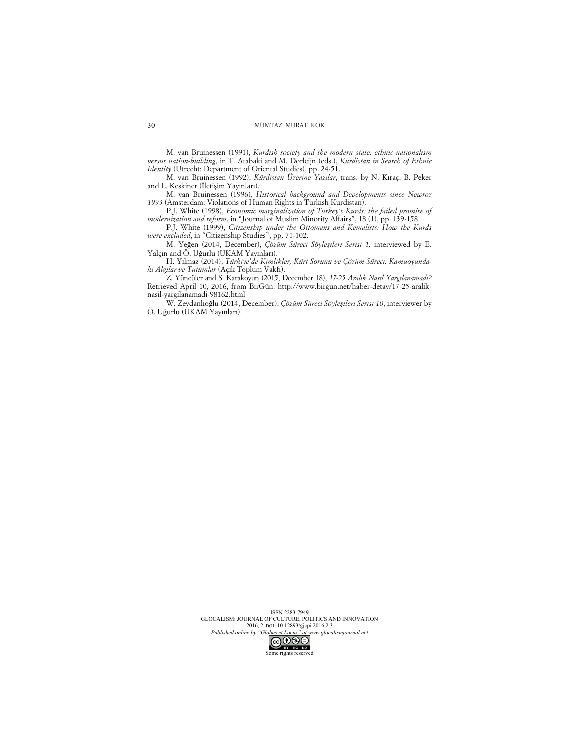M. van Bruinessen (1991), *Kurdish society and the modern state: ethnic nationalism versus nation-building*, in T. Atabaki and M. Dorleijn (eds.), *Kurdistan in Search of Ethnic Identity* (Utrecht: Department of Oriental Studies), pp. 24-51.

M. van Bruinessen (1992), *Kürdistan Üzerine Yazılar*, trans. by N. Kıraç, B. Peker and L. Keskiner (İletişim Yayınları).

M. van Bruinessen (1996), *Historical background and Developments since Newroz 1993* (Amsterdam: Violations of Human Rights in Turkish Kurdistan).

P.J. White (1998), *Economic marginalization of Turkey's Kurds: the failed promise of modernization and reform*, in "Journal of Muslim Minority Affairs", 18 (1), pp. 139-158.

P.J. White (1999), *Citizenship under the Ottomans and Kemalists: How the Kurds were excluded*, in "Citizenship Studies", pp. 71-102.

M. Yeğen (2014, December), *Çözüm Süreci Söyleşileri Serisi 1,* interviewed by E. Yalçın and Ö. Uğurlu (UKAM Yayınları).

H. Yılmaz (2014), *Türkiye'de Kimlikler, Kürt Sorunu ve Çözüm Süreci: Kamuoyundaki Algılar ve Tutumlar* (Açık Toplum Vakfı).

Z. Yüncüler and S. Karakoyun (2015, December 18), *17-25 Aralık Nasıl Yargılanamadı?* Retrieved April 10, 2016, from BirGün: http://www.birgun.net/haber-detay/17-25-aralik-nasil-yargilanamadi-98162.html

W. Zeydanlıoğlu (2014, December), *Çözüm Süreci Söyleşileri Serisi 10*, interviewer by Ö. Uğurlu (UKAM Yayınları).